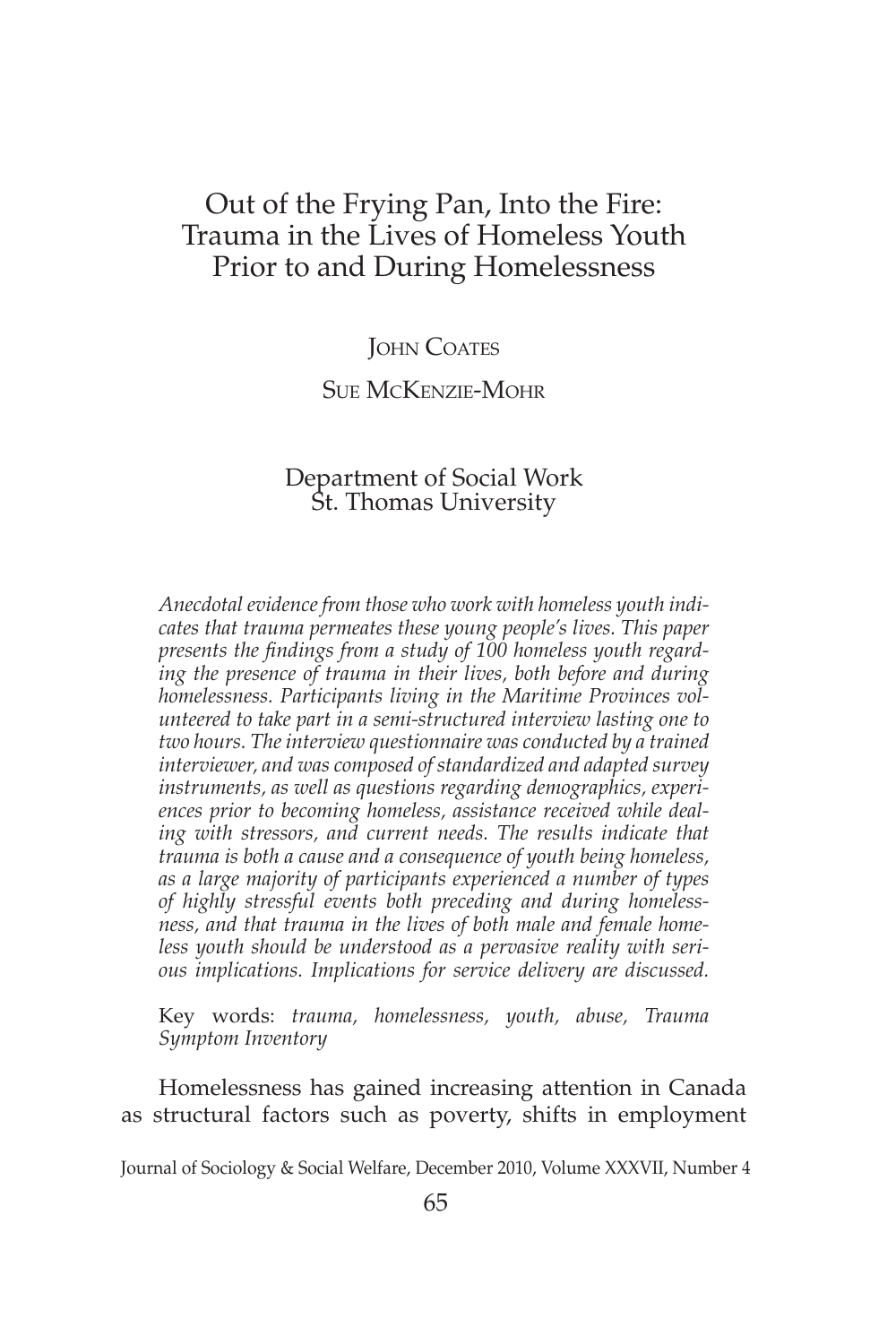# Out of the Frying Pan, Into the Fire: Trauma in the Lives of Homeless Youth Prior to and During Homelessness

John Coates

Sue McKenzie-Mohr

Department of Social Work
St. Thomas University

*Anecdotal evidence from those who work with homeless youth indicates that trauma permeates these young people's lives. This paper presents the findings from a study of 100 homeless youth regarding the presence of trauma in their lives, both before and during homelessness. Participants living in the Maritime Provinces volunteered to take part in a semi-structured interview lasting one to two hours. The interview questionnaire was conducted by a trained interviewer, and was composed of standardized and adapted survey instruments, as well as questions regarding demographics, experiences prior to becoming homeless, assistance received while dealing with stressors, and current needs. The results indicate that trauma is both a cause and a consequence of youth being homeless, as a large majority of participants experienced a number of types of highly stressful events both preceding and during homelessness, and that trauma in the lives of both male and female homeless youth should be understood as a pervasive reality with serious implications. Implications for service delivery are discussed.*

Key words: *trauma, homelessness, youth, abuse, Trauma Symptom Inventory*

Homelessness has gained increasing attention in Canada as structural factors such as poverty, shifts in employment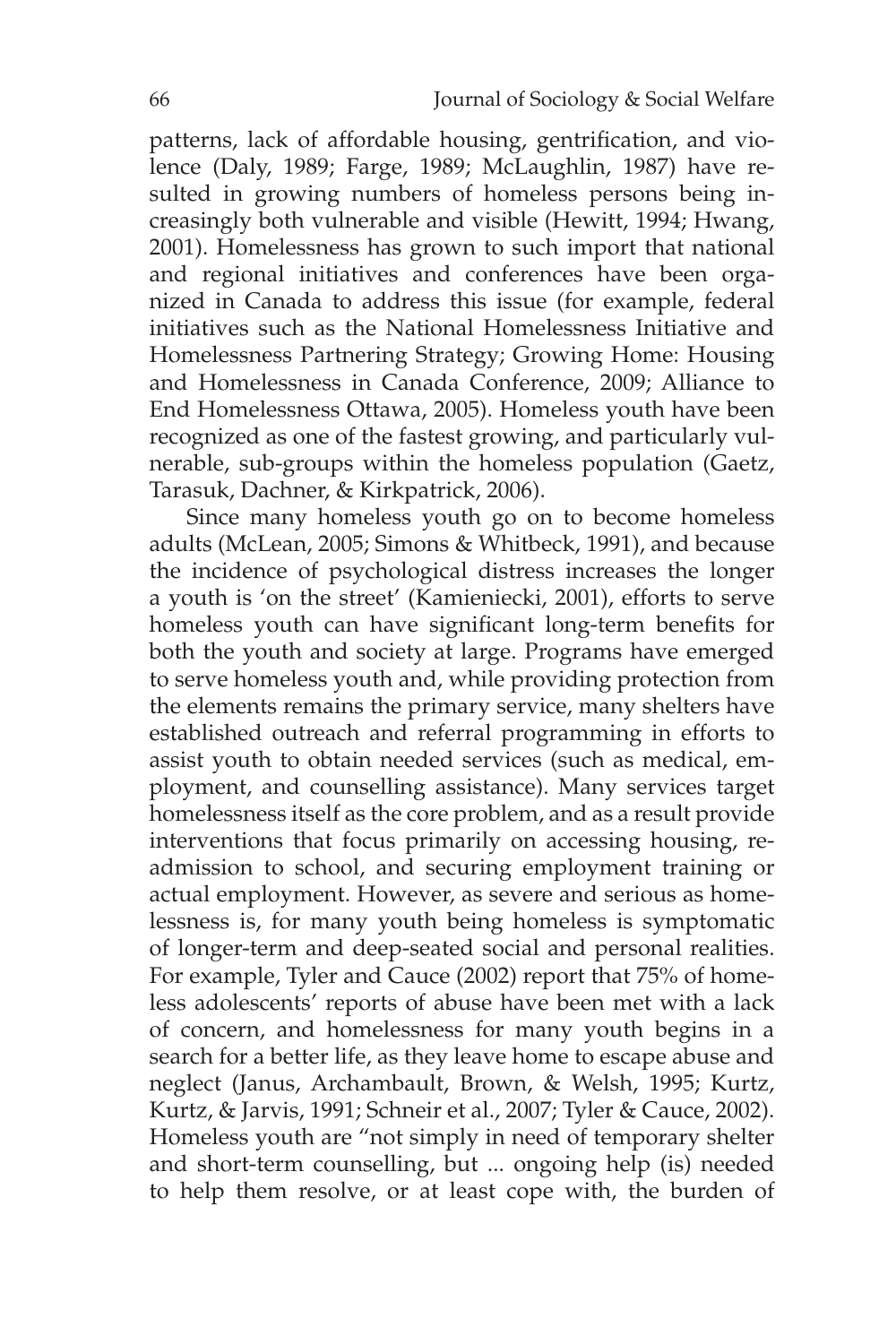patterns, lack of affordable housing, gentrification, and violence (Daly, 1989; Farge, 1989; McLaughlin, 1987) have resulted in growing numbers of homeless persons being increasingly both vulnerable and visible (Hewitt, 1994; Hwang, 2001). Homelessness has grown to such import that national and regional initiatives and conferences have been organized in Canada to address this issue (for example, federal initiatives such as the National Homelessness Initiative and Homelessness Partnering Strategy; Growing Home: Housing and Homelessness in Canada Conference, 2009; Alliance to End Homelessness Ottawa, 2005). Homeless youth have been recognized as one of the fastest growing, and particularly vulnerable, sub-groups within the homeless population (Gaetz, Tarasuk, Dachner, & Kirkpatrick, 2006).

Since many homeless youth go on to become homeless adults (McLean, 2005; Simons & Whitbeck, 1991), and because the incidence of psychological distress increases the longer a youth is 'on the street' (Kamieniecki, 2001), efforts to serve homeless youth can have significant long-term benefits for both the youth and society at large. Programs have emerged to serve homeless youth and, while providing protection from the elements remains the primary service, many shelters have established outreach and referral programming in efforts to assist youth to obtain needed services (such as medical, employment, and counselling assistance). Many services target homelessness itself as the core problem, and as a result provide interventions that focus primarily on accessing housing, readmission to school, and securing employment training or actual employment. However, as severe and serious as homelessness is, for many youth being homeless is symptomatic of longer-term and deep-seated social and personal realities. For example, Tyler and Cauce (2002) report that 75% of homeless adolescents' reports of abuse have been met with a lack of concern, and homelessness for many youth begins in a search for a better life, as they leave home to escape abuse and neglect (Janus, Archambault, Brown, & Welsh, 1995; Kurtz, Kurtz, & Jarvis, 1991; Schneir et al., 2007; Tyler & Cauce, 2002). Homeless youth are "not simply in need of temporary shelter and short-term counselling, but ... ongoing help (is) needed to help them resolve, or at least cope with, the burden of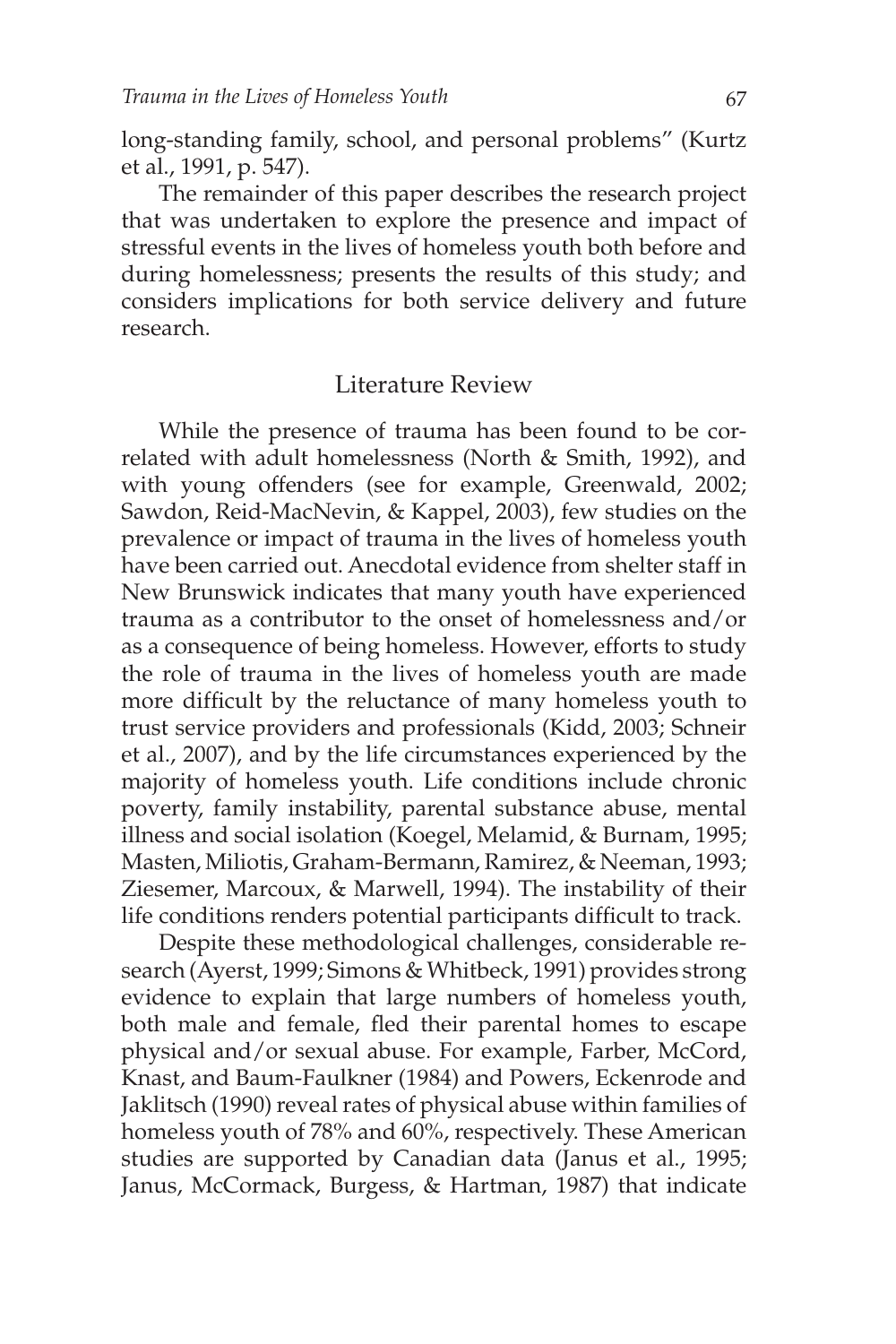long-standing family, school, and personal problems" (Kurtz et al., 1991, p. 547).

The remainder of this paper describes the research project that was undertaken to explore the presence and impact of stressful events in the lives of homeless youth both before and during homelessness; presents the results of this study; and considers implications for both service delivery and future research.

## Literature Review

While the presence of trauma has been found to be correlated with adult homelessness (North & Smith, 1992), and with young offenders (see for example, Greenwald, 2002; Sawdon, Reid-MacNevin, & Kappel, 2003), few studies on the prevalence or impact of trauma in the lives of homeless youth have been carried out. Anecdotal evidence from shelter staff in New Brunswick indicates that many youth have experienced trauma as a contributor to the onset of homelessness and/or as a consequence of being homeless. However, efforts to study the role of trauma in the lives of homeless youth are made more difficult by the reluctance of many homeless youth to trust service providers and professionals (Kidd, 2003; Schneir et al., 2007), and by the life circumstances experienced by the majority of homeless youth. Life conditions include chronic poverty, family instability, parental substance abuse, mental illness and social isolation (Koegel, Melamid, & Burnam, 1995; Masten, Miliotis, Graham-Bermann, Ramirez, & Neeman, 1993; Ziesemer, Marcoux, & Marwell, 1994). The instability of their life conditions renders potential participants difficult to track.

Despite these methodological challenges, considerable research (Ayerst, 1999; Simons & Whitbeck, 1991) provides strong evidence to explain that large numbers of homeless youth, both male and female, fled their parental homes to escape physical and/or sexual abuse. For example, Farber, McCord, Knast, and Baum-Faulkner (1984) and Powers, Eckenrode and Jaklitsch (1990) reveal rates of physical abuse within families of homeless youth of 78% and 60%, respectively. These American studies are supported by Canadian data (Janus et al., 1995; Janus, McCormack, Burgess, & Hartman, 1987) that indicate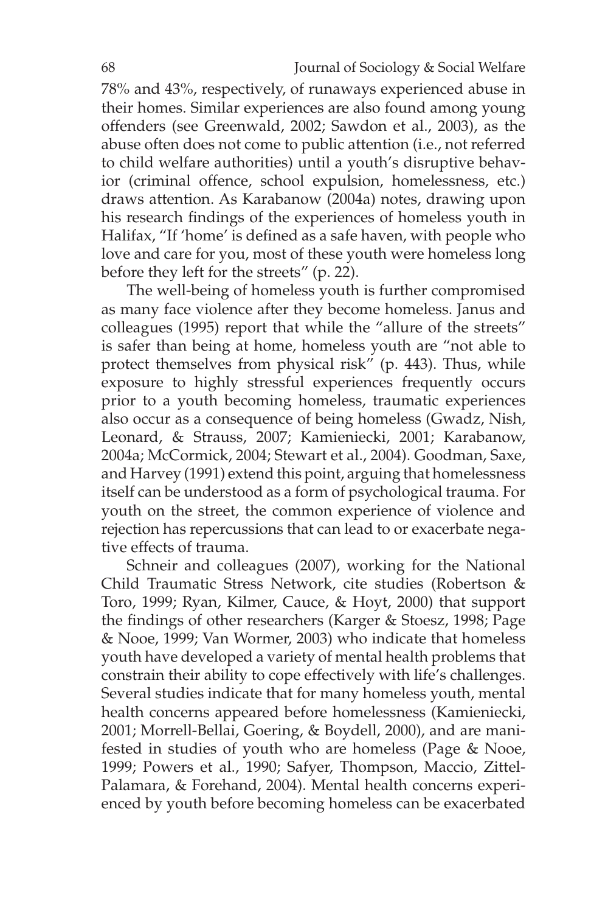78% and 43%, respectively, of runaways experienced abuse in their homes. Similar experiences are also found among young offenders (see Greenwald, 2002; Sawdon et al., 2003), as the abuse often does not come to public attention (i.e., not referred to child welfare authorities) until a youth's disruptive behavior (criminal offence, school expulsion, homelessness, etc.) draws attention. As Karabanow (2004a) notes, drawing upon his research findings of the experiences of homeless youth in Halifax, "If 'home' is defined as a safe haven, with people who love and care for you, most of these youth were homeless long before they left for the streets" (p. 22).

The well-being of homeless youth is further compromised as many face violence after they become homeless. Janus and colleagues (1995) report that while the "allure of the streets" is safer than being at home, homeless youth are "not able to protect themselves from physical risk" (p. 443). Thus, while exposure to highly stressful experiences frequently occurs prior to a youth becoming homeless, traumatic experiences also occur as a consequence of being homeless (Gwadz, Nish, Leonard, & Strauss, 2007; Kamieniecki, 2001; Karabanow, 2004a; McCormick, 2004; Stewart et al., 2004). Goodman, Saxe, and Harvey (1991) extend this point, arguing that homelessness itself can be understood as a form of psychological trauma. For youth on the street, the common experience of violence and rejection has repercussions that can lead to or exacerbate negative effects of trauma.

Schneir and colleagues (2007), working for the National Child Traumatic Stress Network, cite studies (Robertson & Toro, 1999; Ryan, Kilmer, Cauce, & Hoyt, 2000) that support the findings of other researchers (Karger & Stoesz, 1998; Page & Nooe, 1999; Van Wormer, 2003) who indicate that homeless youth have developed a variety of mental health problems that constrain their ability to cope effectively with life's challenges. Several studies indicate that for many homeless youth, mental health concerns appeared before homelessness (Kamieniecki, 2001; Morrell-Bellai, Goering, & Boydell, 2000), and are manifested in studies of youth who are homeless (Page & Nooe, 1999; Powers et al., 1990; Safyer, Thompson, Maccio, Zittel-Palamara, & Forehand, 2004). Mental health concerns experienced by youth before becoming homeless can be exacerbated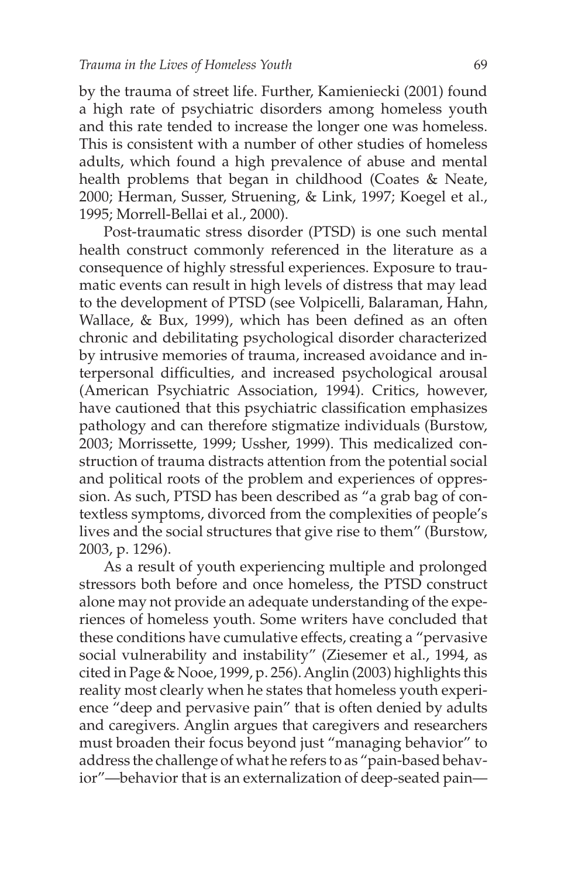by the trauma of street life. Further, Kamieniecki (2001) found a high rate of psychiatric disorders among homeless youth and this rate tended to increase the longer one was homeless. This is consistent with a number of other studies of homeless adults, which found a high prevalence of abuse and mental health problems that began in childhood (Coates & Neate, 2000; Herman, Susser, Struening, & Link, 1997; Koegel et al., 1995; Morrell-Bellai et al., 2000).

Post-traumatic stress disorder (PTSD) is one such mental health construct commonly referenced in the literature as a consequence of highly stressful experiences. Exposure to traumatic events can result in high levels of distress that may lead to the development of PTSD (see Volpicelli, Balaraman, Hahn, Wallace, & Bux, 1999), which has been defined as an often chronic and debilitating psychological disorder characterized by intrusive memories of trauma, increased avoidance and interpersonal difficulties, and increased psychological arousal (American Psychiatric Association, 1994). Critics, however, have cautioned that this psychiatric classification emphasizes pathology and can therefore stigmatize individuals (Burstow, 2003; Morrissette, 1999; Ussher, 1999). This medicalized construction of trauma distracts attention from the potential social and political roots of the problem and experiences of oppression. As such, PTSD has been described as "a grab bag of contextless symptoms, divorced from the complexities of people's lives and the social structures that give rise to them" (Burstow, 2003, p. 1296).

As a result of youth experiencing multiple and prolonged stressors both before and once homeless, the PTSD construct alone may not provide an adequate understanding of the experiences of homeless youth. Some writers have concluded that these conditions have cumulative effects, creating a "pervasive social vulnerability and instability" (Ziesemer et al., 1994, as cited in Page & Nooe, 1999, p. 256). Anglin (2003) highlights this reality most clearly when he states that homeless youth experience "deep and pervasive pain" that is often denied by adults and caregivers. Anglin argues that caregivers and researchers must broaden their focus beyond just "managing behavior" to address the challenge of what he refers to as "pain-based behavior"—behavior that is an externalization of deep-seated pain—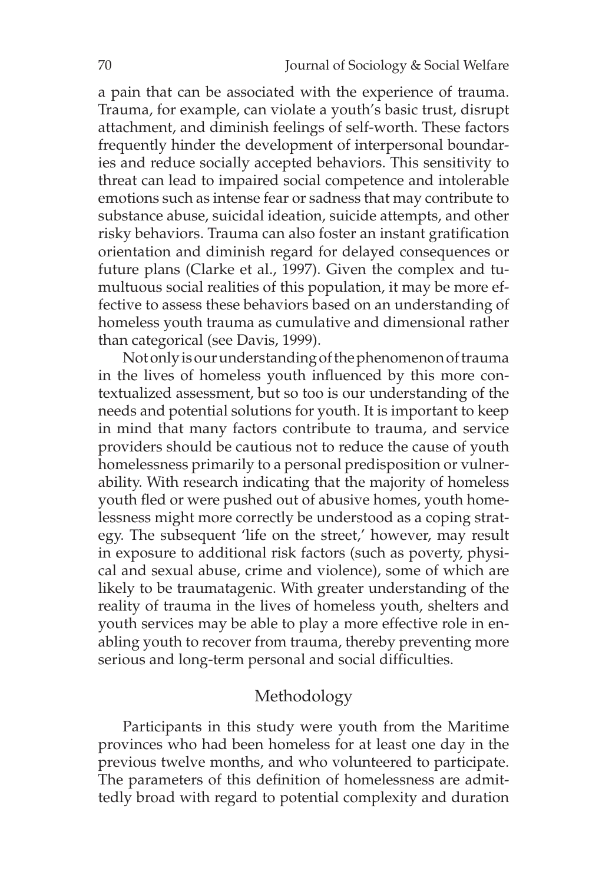a pain that can be associated with the experience of trauma. Trauma, for example, can violate a youth's basic trust, disrupt attachment, and diminish feelings of self-worth. These factors frequently hinder the development of interpersonal boundaries and reduce socially accepted behaviors. This sensitivity to threat can lead to impaired social competence and intolerable emotions such as intense fear or sadness that may contribute to substance abuse, suicidal ideation, suicide attempts, and other risky behaviors. Trauma can also foster an instant gratification orientation and diminish regard for delayed consequences or future plans (Clarke et al., 1997). Given the complex and tumultuous social realities of this population, it may be more effective to assess these behaviors based on an understanding of homeless youth trauma as cumulative and dimensional rather than categorical (see Davis, 1999).

Not only is our understanding of the phenomenon of trauma in the lives of homeless youth influenced by this more contextualized assessment, but so too is our understanding of the needs and potential solutions for youth. It is important to keep in mind that many factors contribute to trauma, and service providers should be cautious not to reduce the cause of youth homelessness primarily to a personal predisposition or vulnerability. With research indicating that the majority of homeless youth fled or were pushed out of abusive homes, youth homelessness might more correctly be understood as a coping strategy. The subsequent 'life on the street,' however, may result in exposure to additional risk factors (such as poverty, physical and sexual abuse, crime and violence), some of which are likely to be traumatagenic. With greater understanding of the reality of trauma in the lives of homeless youth, shelters and youth services may be able to play a more effective role in enabling youth to recover from trauma, thereby preventing more serious and long-term personal and social difficulties.

## Methodology

Participants in this study were youth from the Maritime provinces who had been homeless for at least one day in the previous twelve months, and who volunteered to participate. The parameters of this definition of homelessness are admittedly broad with regard to potential complexity and duration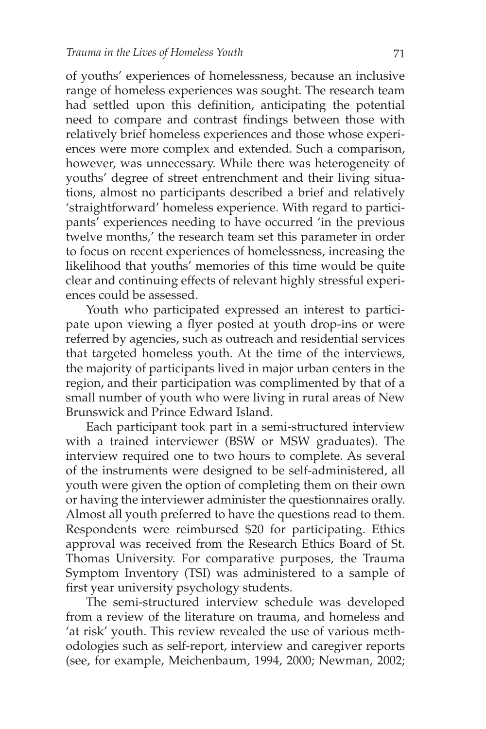of youths' experiences of homelessness, because an inclusive range of homeless experiences was sought. The research team had settled upon this definition, anticipating the potential need to compare and contrast findings between those with relatively brief homeless experiences and those whose experiences were more complex and extended. Such a comparison, however, was unnecessary. While there was heterogeneity of youths' degree of street entrenchment and their living situations, almost no participants described a brief and relatively 'straightforward' homeless experience. With regard to participants' experiences needing to have occurred 'in the previous twelve months,' the research team set this parameter in order to focus on recent experiences of homelessness, increasing the likelihood that youths' memories of this time would be quite clear and continuing effects of relevant highly stressful experiences could be assessed.

Youth who participated expressed an interest to participate upon viewing a flyer posted at youth drop-ins or were referred by agencies, such as outreach and residential services that targeted homeless youth. At the time of the interviews, the majority of participants lived in major urban centers in the region, and their participation was complimented by that of a small number of youth who were living in rural areas of New Brunswick and Prince Edward Island.

Each participant took part in a semi-structured interview with a trained interviewer (BSW or MSW graduates). The interview required one to two hours to complete. As several of the instruments were designed to be self-administered, all youth were given the option of completing them on their own or having the interviewer administer the questionnaires orally. Almost all youth preferred to have the questions read to them. Respondents were reimbursed $20 for participating. Ethics approval was received from the Research Ethics Board of St. Thomas University. For comparative purposes, the Trauma Symptom Inventory (TSI) was administered to a sample of first year university psychology students.

The semi-structured interview schedule was developed from a review of the literature on trauma, and homeless and 'at risk' youth. This review revealed the use of various methodologies such as self-report, interview and caregiver reports (see, for example, Meichenbaum, 1994, 2000; Newman, 2002;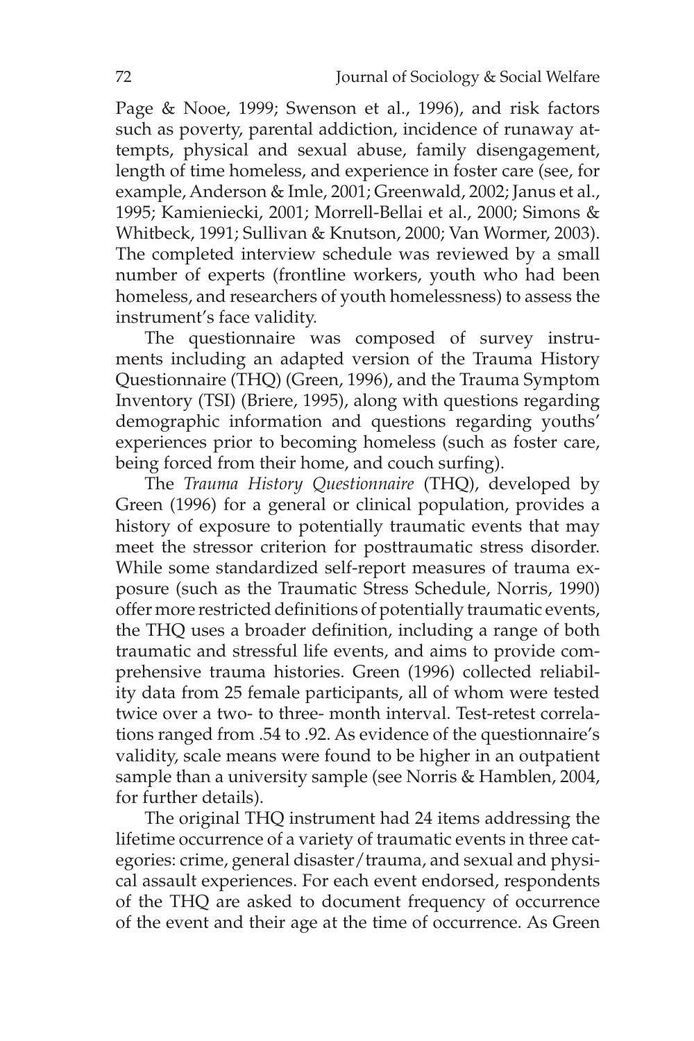Page & Nooe, 1999; Swenson et al., 1996), and risk factors such as poverty, parental addiction, incidence of runaway attempts, physical and sexual abuse, family disengagement, length of time homeless, and experience in foster care (see, for example, Anderson & Imle, 2001; Greenwald, 2002; Janus et al., 1995; Kamieniecki, 2001; Morrell-Bellai et al., 2000; Simons & Whitbeck, 1991; Sullivan & Knutson, 2000; Van Wormer, 2003). The completed interview schedule was reviewed by a small number of experts (frontline workers, youth who had been homeless, and researchers of youth homelessness) to assess the instrument's face validity.

The questionnaire was composed of survey instruments including an adapted version of the Trauma History Questionnaire (THQ) (Green, 1996), and the Trauma Symptom Inventory (TSI) (Briere, 1995), along with questions regarding demographic information and questions regarding youths' experiences prior to becoming homeless (such as foster care, being forced from their home, and couch surfing).

The *Trauma History Questionnaire* (THQ), developed by Green (1996) for a general or clinical population, provides a history of exposure to potentially traumatic events that may meet the stressor criterion for posttraumatic stress disorder. While some standardized self-report measures of trauma exposure (such as the Traumatic Stress Schedule, Norris, 1990) offer more restricted definitions of potentially traumatic events, the THQ uses a broader definition, including a range of both traumatic and stressful life events, and aims to provide comprehensive trauma histories. Green (1996) collected reliability data from 25 female participants, all of whom were tested twice over a two- to three- month interval. Test-retest correlations ranged from .54 to .92. As evidence of the questionnaire's validity, scale means were found to be higher in an outpatient sample than a university sample (see Norris & Hamblen, 2004, for further details).

The original THQ instrument had 24 items addressing the lifetime occurrence of a variety of traumatic events in three categories: crime, general disaster/trauma, and sexual and physical assault experiences. For each event endorsed, respondents of the THQ are asked to document frequency of occurrence of the event and their age at the time of occurrence. As Green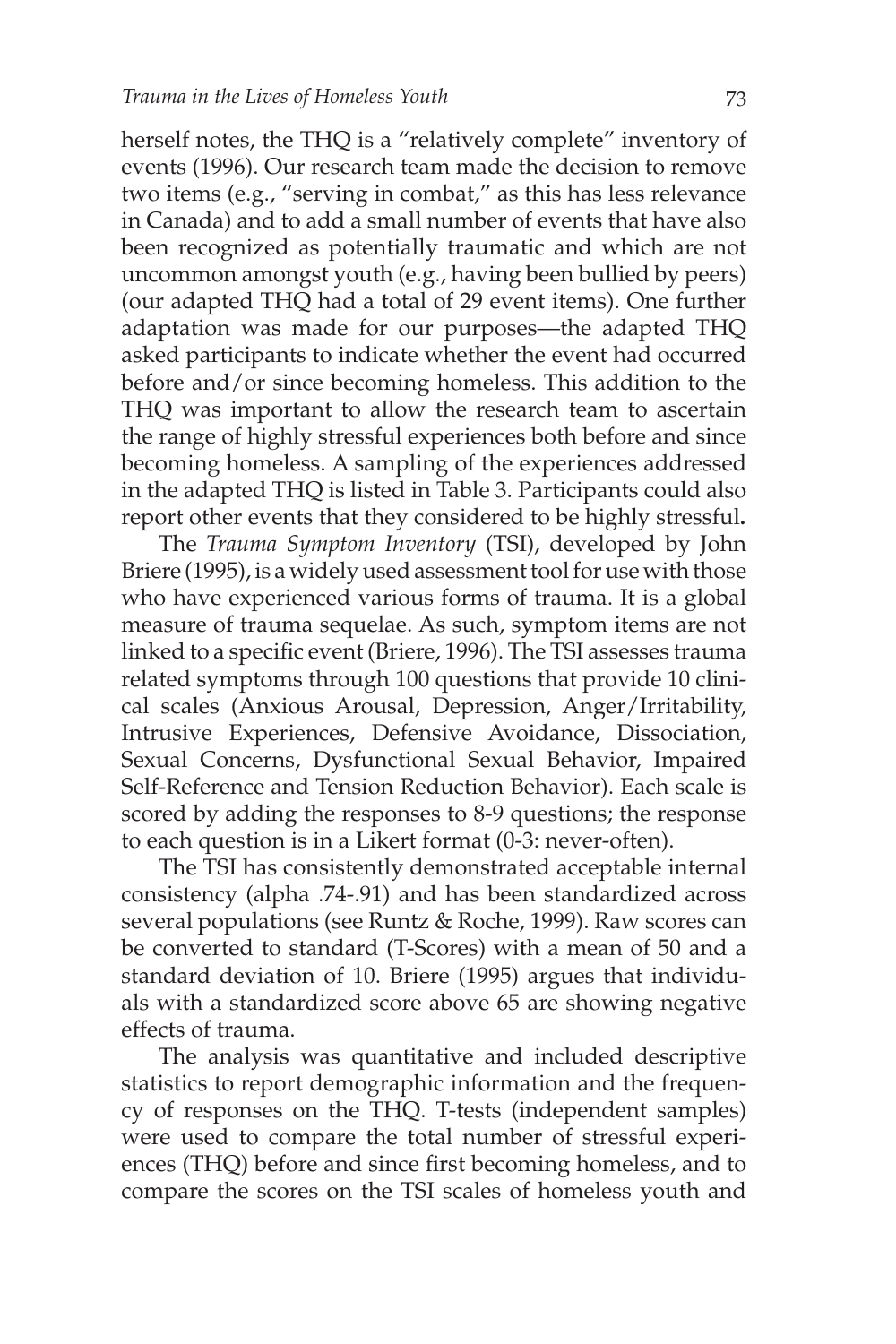herself notes, the THQ is a "relatively complete" inventory of events (1996). Our research team made the decision to remove two items (e.g., "serving in combat," as this has less relevance in Canada) and to add a small number of events that have also been recognized as potentially traumatic and which are not uncommon amongst youth (e.g., having been bullied by peers) (our adapted THQ had a total of 29 event items). One further adaptation was made for our purposes—the adapted THQ asked participants to indicate whether the event had occurred before and/or since becoming homeless. This addition to the THQ was important to allow the research team to ascertain the range of highly stressful experiences both before and since becoming homeless. A sampling of the experiences addressed in the adapted THQ is listed in Table 3. Participants could also report other events that they considered to be highly stressful**.**

The *Trauma Symptom Inventory* (TSI), developed by John Briere (1995), is a widely used assessment tool for use with those who have experienced various forms of trauma. It is a global measure of trauma sequelae. As such, symptom items are not linked to a specific event (Briere, 1996). The TSI assesses trauma related symptoms through 100 questions that provide 10 clinical scales (Anxious Arousal, Depression, Anger/Irritability, Intrusive Experiences, Defensive Avoidance, Dissociation, Sexual Concerns, Dysfunctional Sexual Behavior, Impaired Self-Reference and Tension Reduction Behavior). Each scale is scored by adding the responses to 8-9 questions; the response to each question is in a Likert format (0-3: never-often).

The TSI has consistently demonstrated acceptable internal consistency (alpha .74-.91) and has been standardized across several populations (see Runtz & Roche, 1999). Raw scores can be converted to standard (T-Scores) with a mean of 50 and a standard deviation of 10. Briere (1995) argues that individuals with a standardized score above 65 are showing negative effects of trauma.

The analysis was quantitative and included descriptive statistics to report demographic information and the frequency of responses on the THQ. T-tests (independent samples) were used to compare the total number of stressful experiences (THQ) before and since first becoming homeless, and to compare the scores on the TSI scales of homeless youth and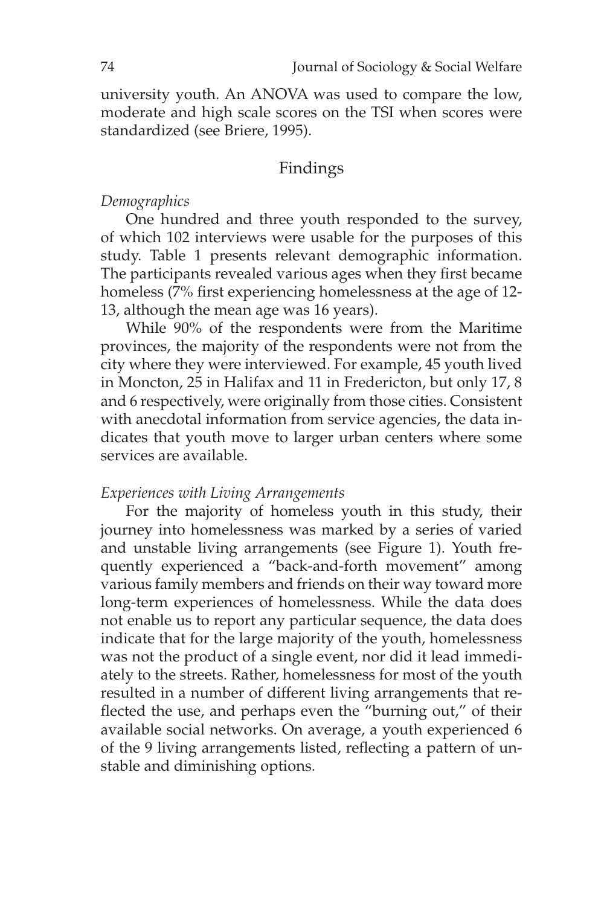university youth. An ANOVA was used to compare the low, moderate and high scale scores on the TSI when scores were standardized (see Briere, 1995).

## Findings

*Demographics*

One hundred and three youth responded to the survey, of which 102 interviews were usable for the purposes of this study. Table 1 presents relevant demographic information. The participants revealed various ages when they first became homeless (7% first experiencing homelessness at the age of 12-13, although the mean age was 16 years).

While 90% of the respondents were from the Maritime provinces, the majority of the respondents were not from the city where they were interviewed. For example, 45 youth lived in Moncton, 25 in Halifax and 11 in Fredericton, but only 17, 8 and 6 respectively, were originally from those cities. Consistent with anecdotal information from service agencies, the data indicates that youth move to larger urban centers where some services are available.

*Experiences with Living Arrangements*

For the majority of homeless youth in this study, their journey into homelessness was marked by a series of varied and unstable living arrangements (see Figure 1). Youth frequently experienced a "back-and-forth movement" among various family members and friends on their way toward more long-term experiences of homelessness. While the data does not enable us to report any particular sequence, the data does indicate that for the large majority of the youth, homelessness was not the product of a single event, nor did it lead immediately to the streets. Rather, homelessness for most of the youth resulted in a number of different living arrangements that reflected the use, and perhaps even the "burning out," of their available social networks. On average, a youth experienced 6 of the 9 living arrangements listed, reflecting a pattern of unstable and diminishing options.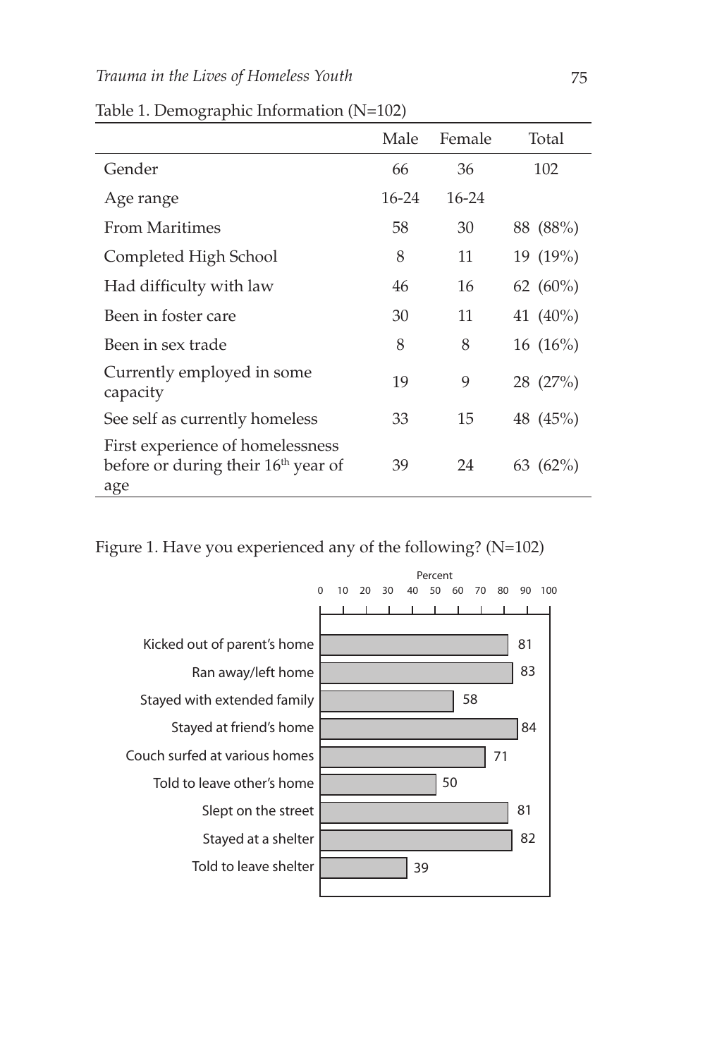Table 1. Demographic Information (N=102)

| | Male | Female | Total |
|---|---|---|---|
| Gender | 66 | 36 | 102 |
| Age range | 16-24 | 16-24 | |
| From Maritimes | 58 | 30 | 88 (88%) |
| Completed High School | 8 | 11 | 19 (19%) |
| Had difficulty with law | 46 | 16 | 62 (60%) |
| Been in foster care | 30 | 11 | 41 (40%) |
| Been in sex trade | 8 | 8 | 16 (16%) |
| Currently employed in some capacity | 19 | 9 | 28 (27%) |
| See self as currently homeless | 33 | 15 | 48 (45%) |
| First experience of homelessness before or during their 16th year of age | 39 | 24 | 63 (62%) |

Figure 1. Have you experienced any of the following? (N=102)

| Experience | Percent |
|---|---|
| Kicked out of parent's home | 81 |
| Ran away/left home | 83 |
| Stayed with extended family | 58 |
| Stayed at friend's home | 84 |
| Couch surfed at various homes | 71 |
| Told to leave other's home | 50 |
| Slept on the street | 81 |
| Stayed at a shelter | 82 |
| Told to leave shelter | 39 |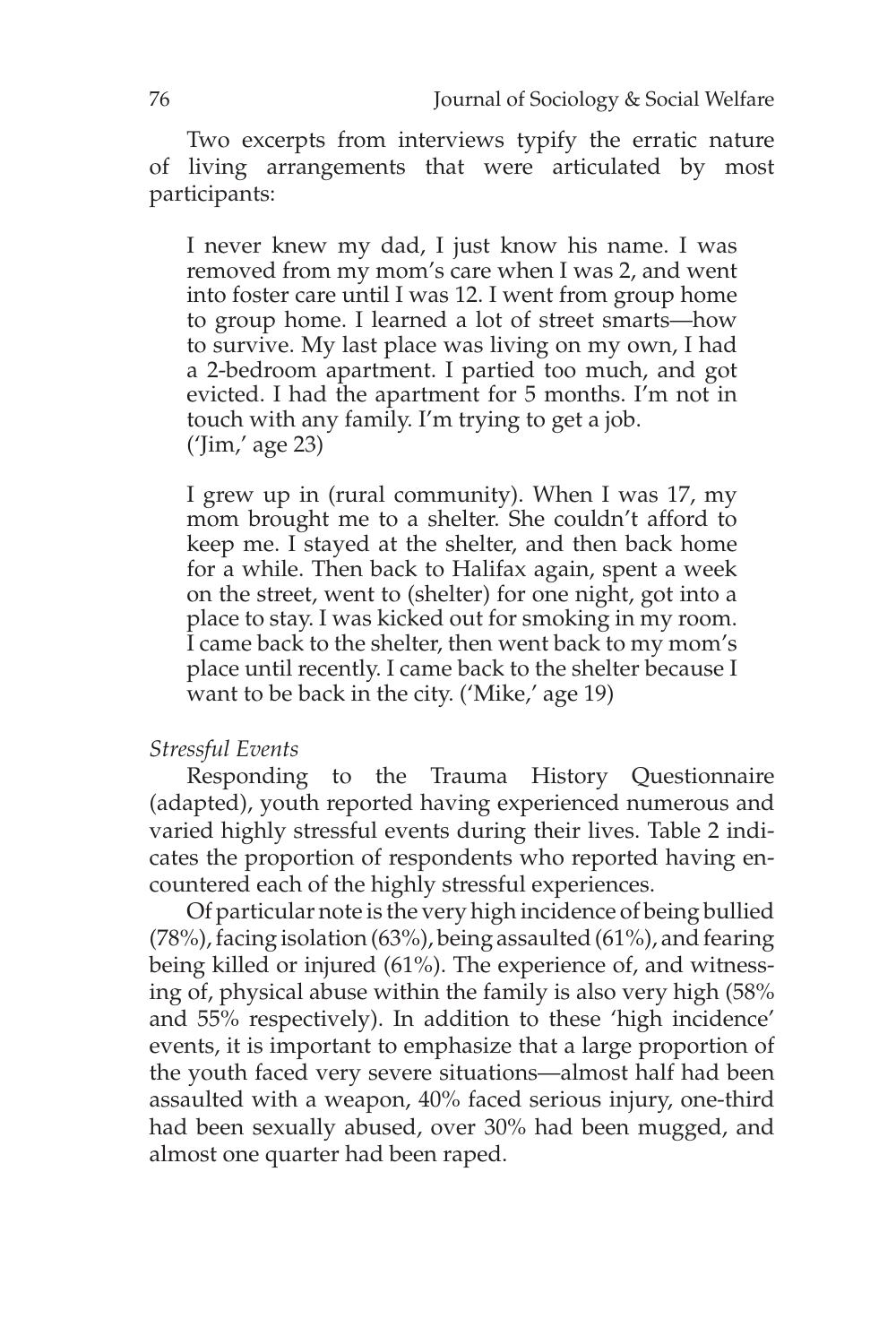Two excerpts from interviews typify the erratic nature of living arrangements that were articulated by most participants:

> I never knew my dad, I just know his name. I was removed from my mom's care when I was 2, and went into foster care until I was 12. I went from group home to group home. I learned a lot of street smarts—how to survive. My last place was living on my own, I had a 2-bedroom apartment. I partied too much, and got evicted. I had the apartment for 5 months. I'm not in touch with any family. I'm trying to get a job. ('Jim,' age 23)

> I grew up in (rural community). When I was 17, my mom brought me to a shelter. She couldn't afford to keep me. I stayed at the shelter, and then back home for a while. Then back to Halifax again, spent a week on the street, went to (shelter) for one night, got into a place to stay. I was kicked out for smoking in my room. I came back to the shelter, then went back to my mom's place until recently. I came back to the shelter because I want to be back in the city. ('Mike,' age 19)

*Stressful Events*

Responding to the Trauma History Questionnaire (adapted), youth reported having experienced numerous and varied highly stressful events during their lives. Table 2 indicates the proportion of respondents who reported having encountered each of the highly stressful experiences.

Of particular note is the very high incidence of being bullied (78%), facing isolation (63%), being assaulted (61%), and fearing being killed or injured (61%). The experience of, and witnessing of, physical abuse within the family is also very high (58% and 55% respectively). In addition to these 'high incidence' events, it is important to emphasize that a large proportion of the youth faced very severe situations—almost half had been assaulted with a weapon, 40% faced serious injury, one-third had been sexually abused, over 30% had been mugged, and almost one quarter had been raped.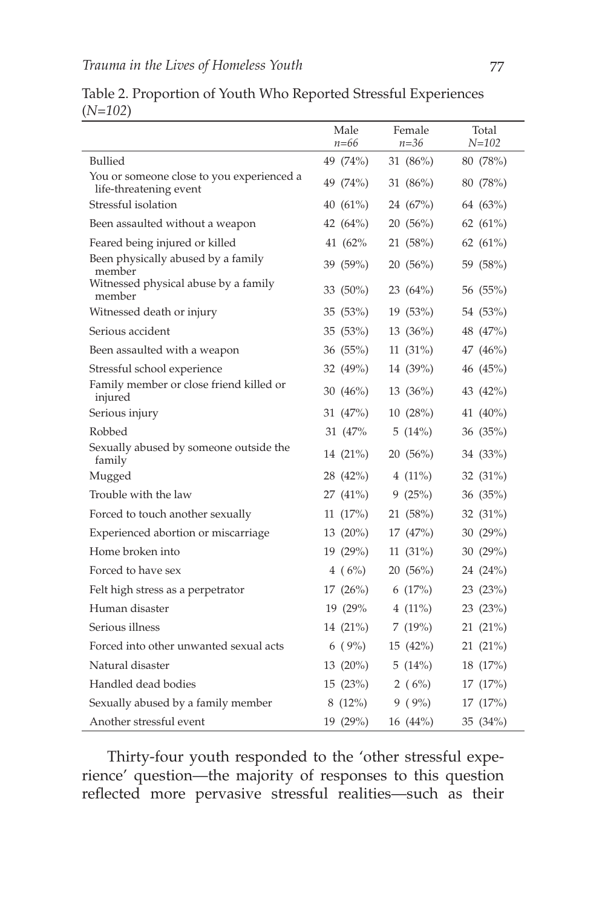Table 2. Proportion of Youth Who Reported Stressful Experiences (*N=102*)

| | Male *n=66* | Female *n=36* | Total *N=102* |
|---|---|---|---|
| Bullied | 49 (74%) | 31 (86%) | 80 (78%) |
| You or someone close to you experienced a life-threatening event | 49 (74%) | 31 (86%) | 80 (78%) |
| Stressful isolation | 40 (61%) | 24 (67%) | 64 (63%) |
| Been assaulted without a weapon | 42 (64%) | 20 (56%) | 62 (61%) |
| Feared being injured or killed | 41 (62% | 21 (58%) | 62 (61%) |
| Been physically abused by a family member | 39 (59%) | 20 (56%) | 59 (58%) |
| Witnessed physical abuse by a family member | 33 (50%) | 23 (64%) | 56 (55%) |
| Witnessed death or injury | 35 (53%) | 19 (53%) | 54 (53%) |
| Serious accident | 35 (53%) | 13 (36%) | 48 (47%) |
| Been assaulted with a weapon | 36 (55%) | 11 (31%) | 47 (46%) |
| Stressful school experience | 32 (49%) | 14 (39%) | 46 (45%) |
| Family member or close friend killed or injured | 30 (46%) | 13 (36%) | 43 (42%) |
| Serious injury | 31 (47%) | 10 (28%) | 41 (40%) |
| Robbed | 31 (47% | 5 (14%) | 36 (35%) |
| Sexually abused by someone outside the family | 14 (21%) | 20 (56%) | 34 (33%) |
| Mugged | 28 (42%) | 4 (11%) | 32 (31%) |
| Trouble with the law | 27 (41%) | 9 (25%) | 36 (35%) |
| Forced to touch another sexually | 11 (17%) | 21 (58%) | 32 (31%) |
| Experienced abortion or miscarriage | 13 (20%) | 17 (47%) | 30 (29%) |
| Home broken into | 19 (29%) | 11 (31%) | 30 (29%) |
| Forced to have sex | 4 ( 6%) | 20 (56%) | 24 (24%) |
| Felt high stress as a perpetrator | 17 (26%) | 6 (17%) | 23 (23%) |
| Human disaster | 19 (29% | 4 (11%) | 23 (23%) |
| Serious illness | 14 (21%) | 7 (19%) | 21 (21%) |
| Forced into other unwanted sexual acts | 6 ( 9%) | 15 (42%) | 21 (21%) |
| Natural disaster | 13 (20%) | 5 (14%) | 18 (17%) |
| Handled dead bodies | 15 (23%) | 2 ( 6%) | 17 (17%) |
| Sexually abused by a family member | 8 (12%) | 9 ( 9%) | 17 (17%) |
| Another stressful event | 19 (29%) | 16 (44%) | 35 (34%) |

Thirty-four youth responded to the 'other stressful experience' question—the majority of responses to this question reflected more pervasive stressful realities—such as their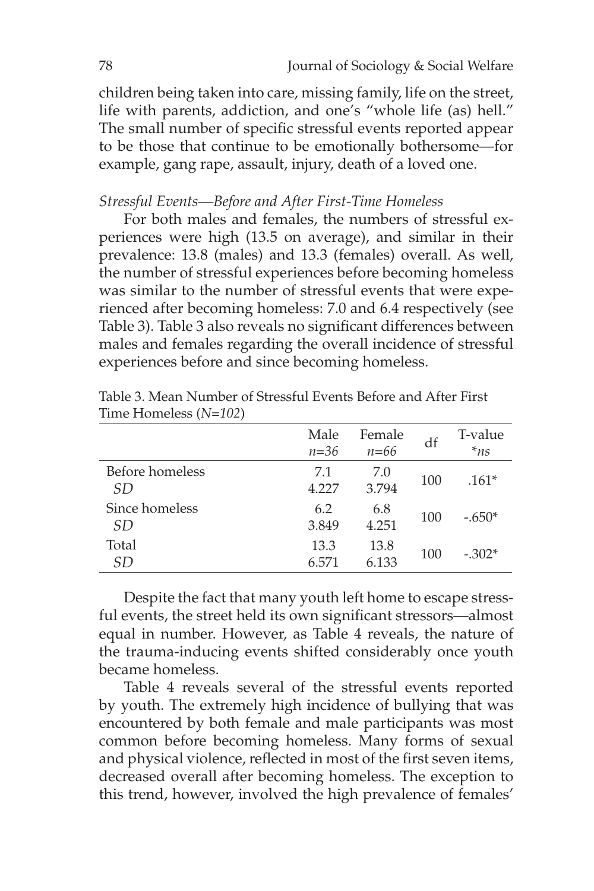children being taken into care, missing family, life on the street, life with parents, addiction, and one's "whole life (as) hell." The small number of specific stressful events reported appear to be those that continue to be emotionally bothersome—for example, gang rape, assault, injury, death of a loved one.

*Stressful Events—Before and After First-Time Homeless*

For both males and females, the numbers of stressful experiences were high (13.5 on average), and similar in their prevalence: 13.8 (males) and 13.3 (females) overall. As well, the number of stressful experiences before becoming homeless was similar to the number of stressful events that were experienced after becoming homeless: 7.0 and 6.4 respectively (see Table 3). Table 3 also reveals no significant differences between males and females regarding the overall incidence of stressful experiences before and since becoming homeless.

Table 3. Mean Number of Stressful Events Before and After First Time Homeless (*N=102*)

| | Male *n=36* | Female *n=66* | df | T-value **ns* |
|---|---|---|---|---|
| Before homeless | 7.1 | 7.0 | 100 | .161* |
| *SD* | 4.227 | 3.794 | | |
| Since homeless | 6.2 | 6.8 | 100 | -.650* |
| *SD* | 3.849 | 4.251 | | |
| Total | 13.3 | 13.8 | 100 | -.302* |
| *SD* | 6.571 | 6.133 | | |

Despite the fact that many youth left home to escape stressful events, the street held its own significant stressors—almost equal in number. However, as Table 4 reveals, the nature of the trauma-inducing events shifted considerably once youth became homeless.

Table 4 reveals several of the stressful events reported by youth. The extremely high incidence of bullying that was encountered by both female and male participants was most common before becoming homeless. Many forms of sexual and physical violence, reflected in most of the first seven items, decreased overall after becoming homeless. The exception to this trend, however, involved the high prevalence of females'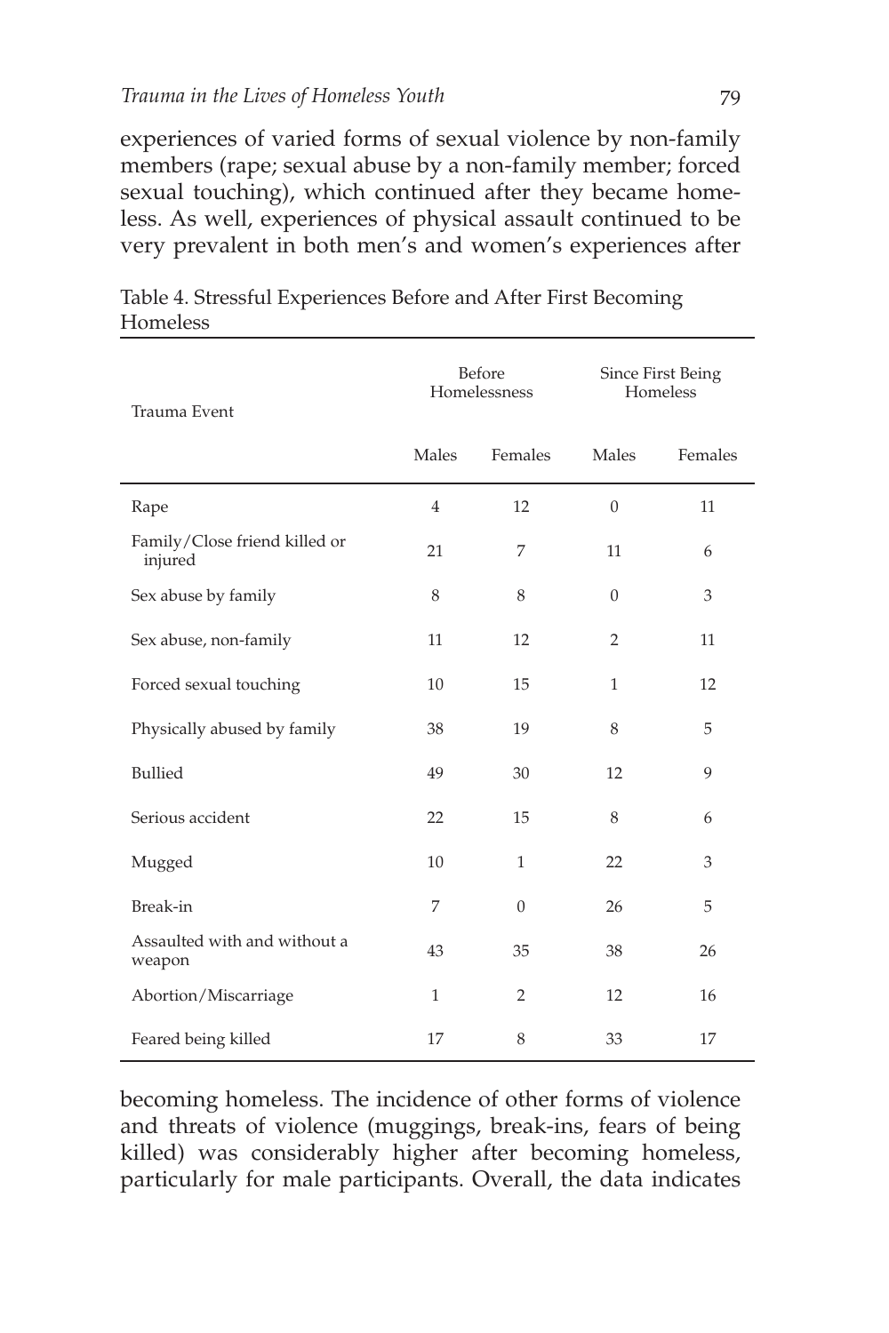experiences of varied forms of sexual violence by non-family members (rape; sexual abuse by a non-family member; forced sexual touching), which continued after they became homeless. As well, experiences of physical assault continued to be very prevalent in both men's and women's experiences after

Table 4. Stressful Experiences Before and After First Becoming Homeless

| Trauma Event | Before Homelessness | | Since First Being Homeless | |
|---|---|---|---|---|
| | Males | Females | Males | Females |
| Rape | 4 | 12 | 0 | 11 |
| Family/Close friend killed or injured | 21 | 7 | 11 | 6 |
| Sex abuse by family | 8 | 8 | 0 | 3 |
| Sex abuse, non-family | 11 | 12 | 2 | 11 |
| Forced sexual touching | 10 | 15 | 1 | 12 |
| Physically abused by family | 38 | 19 | 8 | 5 |
| Bullied | 49 | 30 | 12 | 9 |
| Serious accident | 22 | 15 | 8 | 6 |
| Mugged | 10 | 1 | 22 | 3 |
| Break-in | 7 | 0 | 26 | 5 |
| Assaulted with and without a weapon | 43 | 35 | 38 | 26 |
| Abortion/Miscarriage | 1 | 2 | 12 | 16 |
| Feared being killed | 17 | 8 | 33 | 17 |

becoming homeless. The incidence of other forms of violence and threats of violence (muggings, break-ins, fears of being killed) was considerably higher after becoming homeless, particularly for male participants. Overall, the data indicates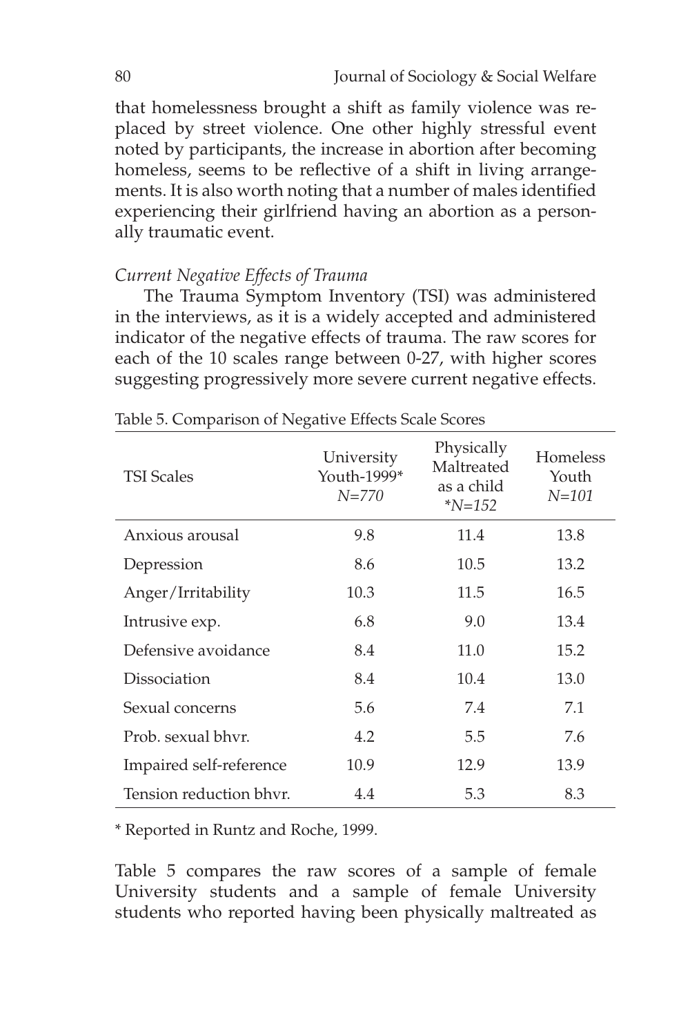that homelessness brought a shift as family violence was replaced by street violence. One other highly stressful event noted by participants, the increase in abortion after becoming homeless, seems to be reflective of a shift in living arrangements. It is also worth noting that a number of males identified experiencing their girlfriend having an abortion as a personally traumatic event.

*Current Negative Effects of Trauma*

The Trauma Symptom Inventory (TSI) was administered in the interviews, as it is a widely accepted and administered indicator of the negative effects of trauma. The raw scores for each of the 10 scales range between 0-27, with higher scores suggesting progressively more severe current negative effects.

Table 5. Comparison of Negative Effects Scale Scores

| TSI Scales | University Youth-1999* *N=770* | Physically Maltreated as a child **N=152* | Homeless Youth *N=101* |
|---|---|---|---|
| Anxious arousal | 9.8 | 11.4 | 13.8 |
| Depression | 8.6 | 10.5 | 13.2 |
| Anger/Irritability | 10.3 | 11.5 | 16.5 |
| Intrusive exp. | 6.8 | 9.0 | 13.4 |
| Defensive avoidance | 8.4 | 11.0 | 15.2 |
| Dissociation | 8.4 | 10.4 | 13.0 |
| Sexual concerns | 5.6 | 7.4 | 7.1 |
| Prob. sexual bhvr. | 4.2 | 5.5 | 7.6 |
| Impaired self-reference | 10.9 | 12.9 | 13.9 |
| Tension reduction bhvr. | 4.4 | 5.3 | 8.3 |

\* Reported in Runtz and Roche, 1999.

Table 5 compares the raw scores of a sample of female University students and a sample of female University students who reported having been physically maltreated as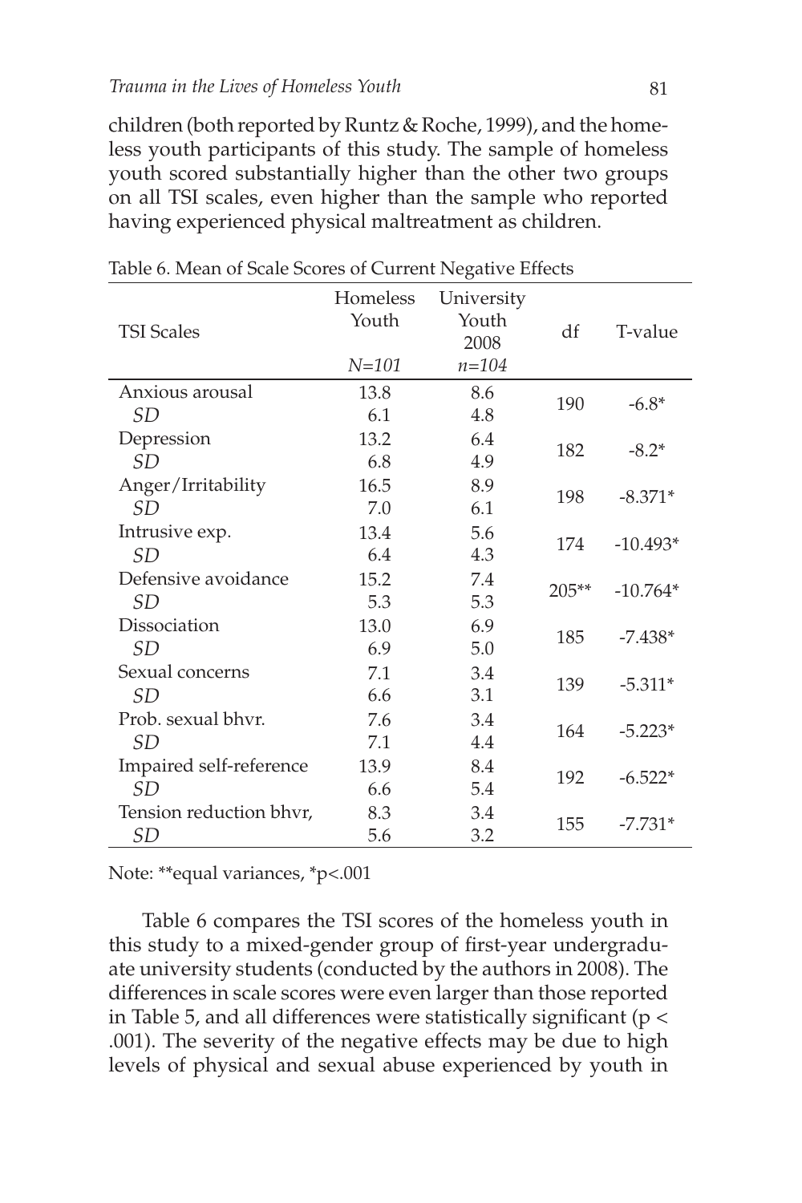children (both reported by Runtz & Roche, 1999), and the homeless youth participants of this study. The sample of homeless youth scored substantially higher than the other two groups on all TSI scales, even higher than the sample who reported having experienced physical maltreatment as children.

Table 6. Mean of Scale Scores of Current Negative Effects

| TSI Scales | Homeless Youth *N=101* | University Youth 2008 *n=104* | df | T-value |
|---|---|---|---|---|
| Anxious arousal | 13.8 | 8.6 | 190 | -6.8* |
| *SD* | 6.1 | 4.8 | | |
| Depression | 13.2 | 6.4 | 182 | -8.2* |
| *SD* | 6.8 | 4.9 | | |
| Anger/Irritability | 16.5 | 8.9 | 198 | -8.371* |
| *SD* | 7.0 | 6.1 | | |
| Intrusive exp. | 13.4 | 5.6 | 174 | -10.493* |
| *SD* | 6.4 | 4.3 | | |
| Defensive avoidance | 15.2 | 7.4 | 205** | -10.764* |
| *SD* | 5.3 | 5.3 | | |
| Dissociation | 13.0 | 6.9 | 185 | -7.438* |
| *SD* | 6.9 | 5.0 | | |
| Sexual concerns | 7.1 | 3.4 | 139 | -5.311* |
| *SD* | 6.6 | 3.1 | | |
| Prob. sexual bhvr. | 7.6 | 3.4 | 164 | -5.223* |
| *SD* | 7.1 | 4.4 | | |
| Impaired self-reference | 13.9 | 8.4 | 192 | -6.522* |
| *SD* | 6.6 | 5.4 | | |
| Tension reduction bhvr, | 8.3 | 3.4 | 155 | -7.731* |
| *SD* | 5.6 | 3.2 | | |

Note: **equal variances, *p<.001

Table 6 compares the TSI scores of the homeless youth in this study to a mixed-gender group of first-year undergraduate university students (conducted by the authors in 2008). The differences in scale scores were even larger than those reported in Table 5, and all differences were statistically significant ($p < .001$). The severity of the negative effects may be due to high levels of physical and sexual abuse experienced by youth in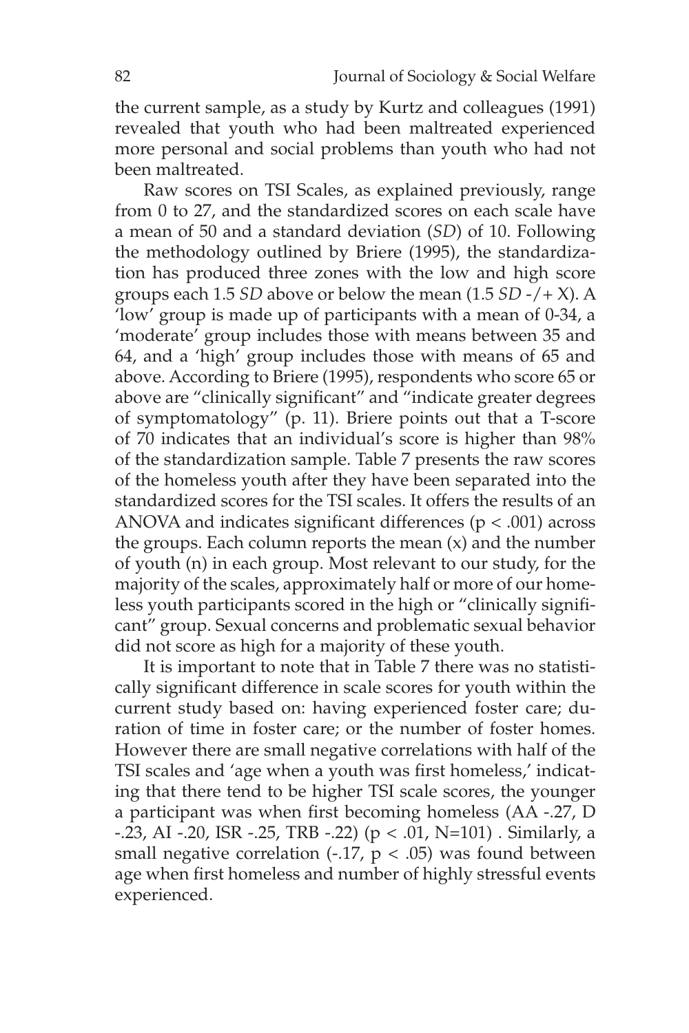the current sample, as a study by Kurtz and colleagues (1991) revealed that youth who had been maltreated experienced more personal and social problems than youth who had not been maltreated.

Raw scores on TSI Scales, as explained previously, range from 0 to 27, and the standardized scores on each scale have a mean of 50 and a standard deviation (*SD*) of 10. Following the methodology outlined by Briere (1995), the standardization has produced three zones with the low and high score groups each 1.5 *SD* above or below the mean (1.5 *SD* -/+ X). A 'low' group is made up of participants with a mean of 0-34, a 'moderate' group includes those with means between 35 and 64, and a 'high' group includes those with means of 65 and above. According to Briere (1995), respondents who score 65 or above are "clinically significant" and "indicate greater degrees of symptomatology" (p. 11). Briere points out that a T-score of 70 indicates that an individual's score is higher than 98% of the standardization sample. Table 7 presents the raw scores of the homeless youth after they have been separated into the standardized scores for the TSI scales. It offers the results of an ANOVA and indicates significant differences ($p < .001$) across the groups. Each column reports the mean (x) and the number of youth (n) in each group. Most relevant to our study, for the majority of the scales, approximately half or more of our homeless youth participants scored in the high or "clinically significant" group. Sexual concerns and problematic sexual behavior did not score as high for a majority of these youth.

It is important to note that in Table 7 there was no statistically significant difference in scale scores for youth within the current study based on: having experienced foster care; duration of time in foster care; or the number of foster homes. However there are small negative correlations with half of the TSI scales and 'age when a youth was first homeless,' indicating that there tend to be higher TSI scale scores, the younger a participant was when first becoming homeless (AA -.27, D -.23, AI -.20, ISR -.25, TRB -.22) ($p < .01$, N=101) . Similarly, a small negative correlation (-.17, $p < .05$) was found between age when first homeless and number of highly stressful events experienced.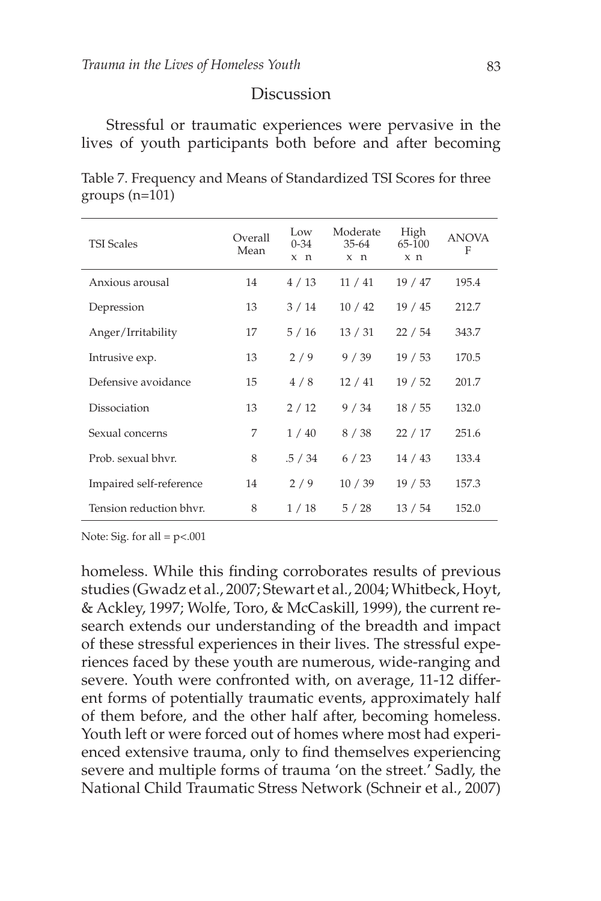## Discussion

Stressful or traumatic experiences were pervasive in the lives of youth participants both before and after becoming homeless. While this finding corroborates results of previous studies (Gwadz et al., 2007; Stewart et al., 2004; Whitbeck, Hoyt, & Ackley, 1997; Wolfe, Toro, & McCaskill, 1999), the current research extends our understanding of the breadth and impact of these stressful experiences in their lives. The stressful experiences faced by these youth are numerous, wide-ranging and severe. Youth were confronted with, on average, 11-12 different forms of potentially traumatic events, approximately half of them before, and the other half after, becoming homeless. Youth left or were forced out of homes where most had experienced extensive trauma, only to find themselves experiencing severe and multiple forms of trauma 'on the street.' Sadly, the National Child Traumatic Stress Network (Schneir et al., 2007)

Table 7. Frequency and Means of Standardized TSI Scores for three groups (n=101)

| TSI Scales | Overall Mean | Low 0-34 x n | Moderate 35-64 x n | High 65-100 x n | ANOVA F |
|---|---|---|---|---|---|
| Anxious arousal | 14 | 4 / 13 | 11 / 41 | 19 / 47 | 195.4 |
| Depression | 13 | 3 / 14 | 10 / 42 | 19 / 45 | 212.7 |
| Anger/Irritability | 17 | 5 / 16 | 13 / 31 | 22 / 54 | 343.7 |
| Intrusive exp. | 13 | 2 / 9 | 9 / 39 | 19 / 53 | 170.5 |
| Defensive avoidance | 15 | 4 / 8 | 12 / 41 | 19 / 52 | 201.7 |
| Dissociation | 13 | 2 / 12 | 9 / 34 | 18 / 55 | 132.0 |
| Sexual concerns | 7 | 1 / 40 | 8 / 38 | 22 / 17 | 251.6 |
| Prob. sexual bhvr. | 8 | .5 / 34 | 6 / 23 | 14 / 43 | 133.4 |
| Impaired self-reference | 14 | 2 / 9 | 10 / 39 | 19 / 53 | 157.3 |
| Tension reduction bhvr. | 8 | 1 / 18 | 5 / 28 | 13 / 54 | 152.0 |

Note: Sig. for all = $p<.001$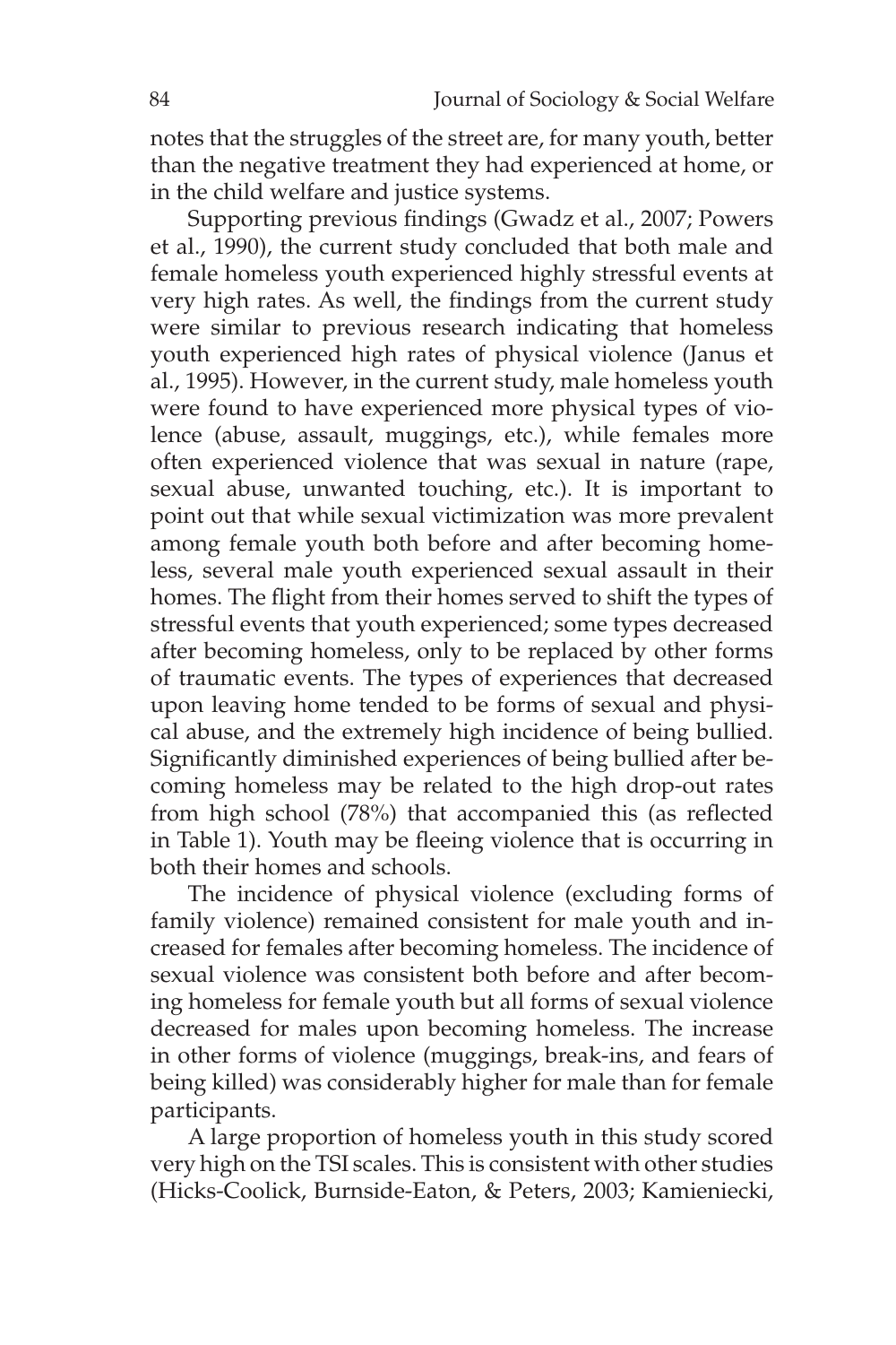notes that the struggles of the street are, for many youth, better than the negative treatment they had experienced at home, or in the child welfare and justice systems.

Supporting previous findings (Gwadz et al., 2007; Powers et al., 1990), the current study concluded that both male and female homeless youth experienced highly stressful events at very high rates. As well, the findings from the current study were similar to previous research indicating that homeless youth experienced high rates of physical violence (Janus et al., 1995). However, in the current study, male homeless youth were found to have experienced more physical types of violence (abuse, assault, muggings, etc.), while females more often experienced violence that was sexual in nature (rape, sexual abuse, unwanted touching, etc.). It is important to point out that while sexual victimization was more prevalent among female youth both before and after becoming homeless, several male youth experienced sexual assault in their homes. The flight from their homes served to shift the types of stressful events that youth experienced; some types decreased after becoming homeless, only to be replaced by other forms of traumatic events. The types of experiences that decreased upon leaving home tended to be forms of sexual and physical abuse, and the extremely high incidence of being bullied. Significantly diminished experiences of being bullied after becoming homeless may be related to the high drop-out rates from high school (78%) that accompanied this (as reflected in Table 1). Youth may be fleeing violence that is occurring in both their homes and schools.

The incidence of physical violence (excluding forms of family violence) remained consistent for male youth and increased for females after becoming homeless. The incidence of sexual violence was consistent both before and after becoming homeless for female youth but all forms of sexual violence decreased for males upon becoming homeless. The increase in other forms of violence (muggings, break-ins, and fears of being killed) was considerably higher for male than for female participants.

A large proportion of homeless youth in this study scored very high on the TSI scales. This is consistent with other studies (Hicks-Coolick, Burnside-Eaton, & Peters, 2003; Kamieniecki,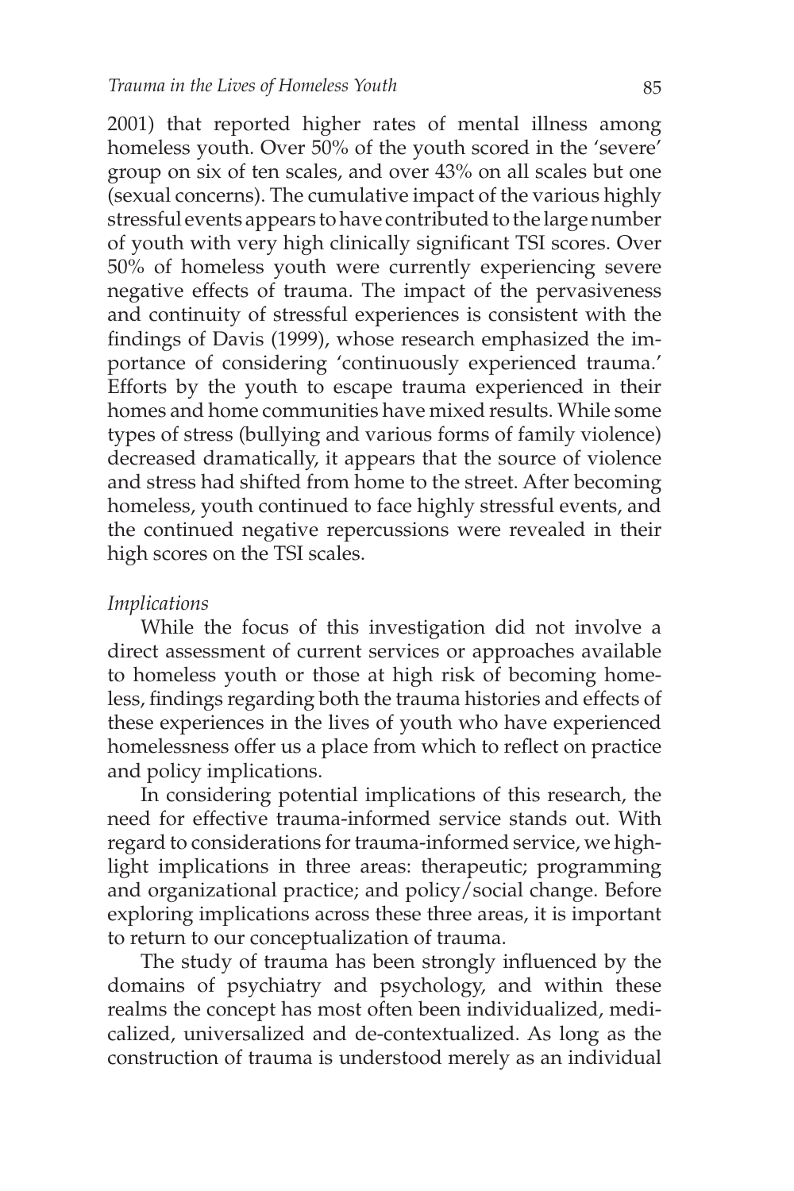2001) that reported higher rates of mental illness among homeless youth. Over 50% of the youth scored in the 'severe' group on six of ten scales, and over 43% on all scales but one (sexual concerns). The cumulative impact of the various highly stressful events appears to have contributed to the large number of youth with very high clinically significant TSI scores. Over 50% of homeless youth were currently experiencing severe negative effects of trauma. The impact of the pervasiveness and continuity of stressful experiences is consistent with the findings of Davis (1999), whose research emphasized the importance of considering 'continuously experienced trauma.' Efforts by the youth to escape trauma experienced in their homes and home communities have mixed results. While some types of stress (bullying and various forms of family violence) decreased dramatically, it appears that the source of violence and stress had shifted from home to the street. After becoming homeless, youth continued to face highly stressful events, and the continued negative repercussions were revealed in their high scores on the TSI scales.

*Implications*

While the focus of this investigation did not involve a direct assessment of current services or approaches available to homeless youth or those at high risk of becoming homeless, findings regarding both the trauma histories and effects of these experiences in the lives of youth who have experienced homelessness offer us a place from which to reflect on practice and policy implications.

In considering potential implications of this research, the need for effective trauma-informed service stands out. With regard to considerations for trauma-informed service, we highlight implications in three areas: therapeutic; programming and organizational practice; and policy/social change. Before exploring implications across these three areas, it is important to return to our conceptualization of trauma.

The study of trauma has been strongly influenced by the domains of psychiatry and psychology, and within these realms the concept has most often been individualized, medicalized, universalized and de-contextualized. As long as the construction of trauma is understood merely as an individual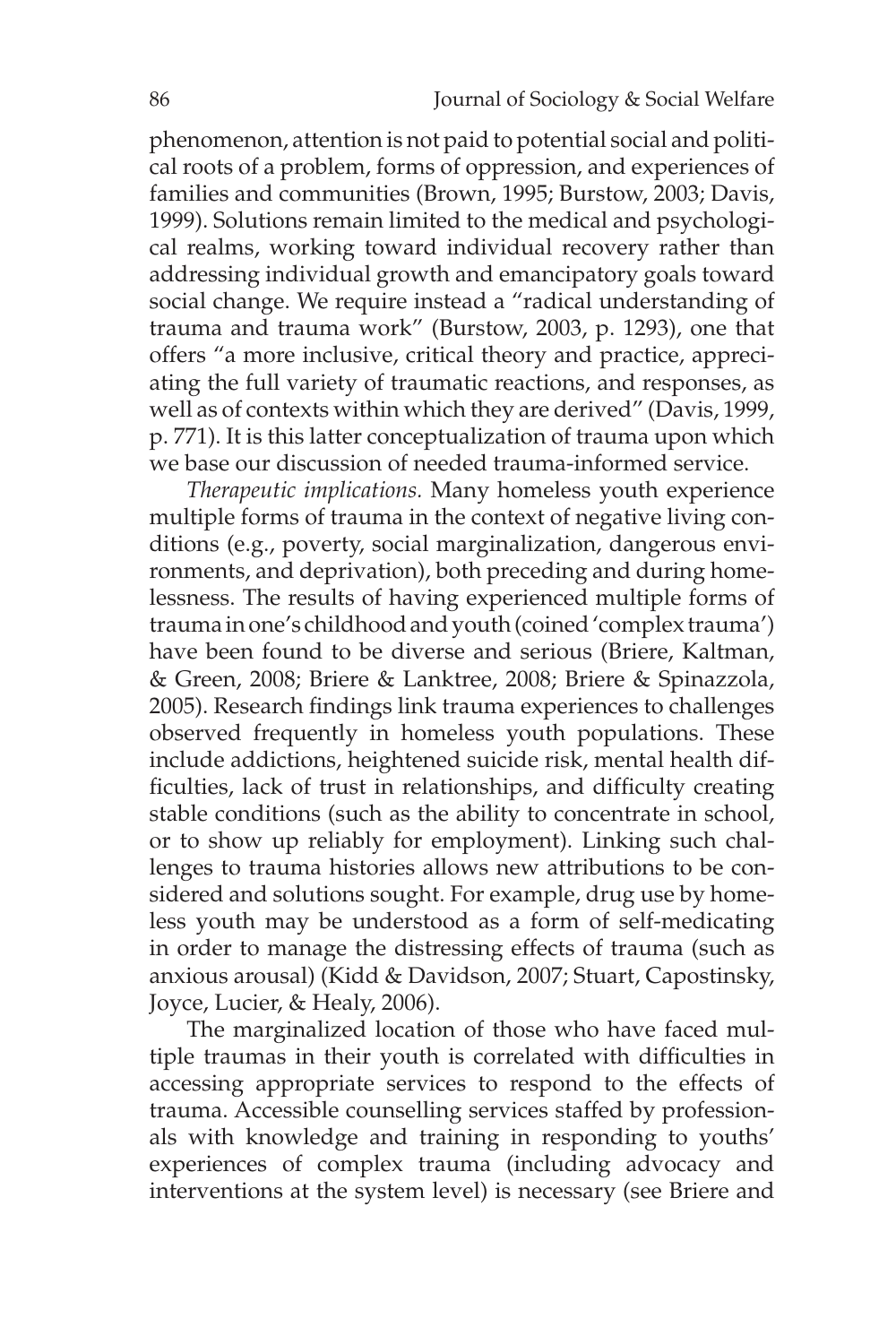phenomenon, attention is not paid to potential social and political roots of a problem, forms of oppression, and experiences of families and communities (Brown, 1995; Burstow, 2003; Davis, 1999). Solutions remain limited to the medical and psychological realms, working toward individual recovery rather than addressing individual growth and emancipatory goals toward social change. We require instead a "radical understanding of trauma and trauma work" (Burstow, 2003, p. 1293), one that offers "a more inclusive, critical theory and practice, appreciating the full variety of traumatic reactions, and responses, as well as of contexts within which they are derived" (Davis, 1999, p. 771). It is this latter conceptualization of trauma upon which we base our discussion of needed trauma-informed service.

*Therapeutic implications.* Many homeless youth experience multiple forms of trauma in the context of negative living conditions (e.g., poverty, social marginalization, dangerous environments, and deprivation), both preceding and during homelessness. The results of having experienced multiple forms of trauma in one's childhood and youth (coined 'complex trauma') have been found to be diverse and serious (Briere, Kaltman, & Green, 2008; Briere & Lanktree, 2008; Briere & Spinazzola, 2005). Research findings link trauma experiences to challenges observed frequently in homeless youth populations. These include addictions, heightened suicide risk, mental health difficulties, lack of trust in relationships, and difficulty creating stable conditions (such as the ability to concentrate in school, or to show up reliably for employment). Linking such challenges to trauma histories allows new attributions to be considered and solutions sought. For example, drug use by homeless youth may be understood as a form of self-medicating in order to manage the distressing effects of trauma (such as anxious arousal) (Kidd & Davidson, 2007; Stuart, Capostinsky, Joyce, Lucier, & Healy, 2006).

The marginalized location of those who have faced multiple traumas in their youth is correlated with difficulties in accessing appropriate services to respond to the effects of trauma. Accessible counselling services staffed by professionals with knowledge and training in responding to youths' experiences of complex trauma (including advocacy and interventions at the system level) is necessary (see Briere and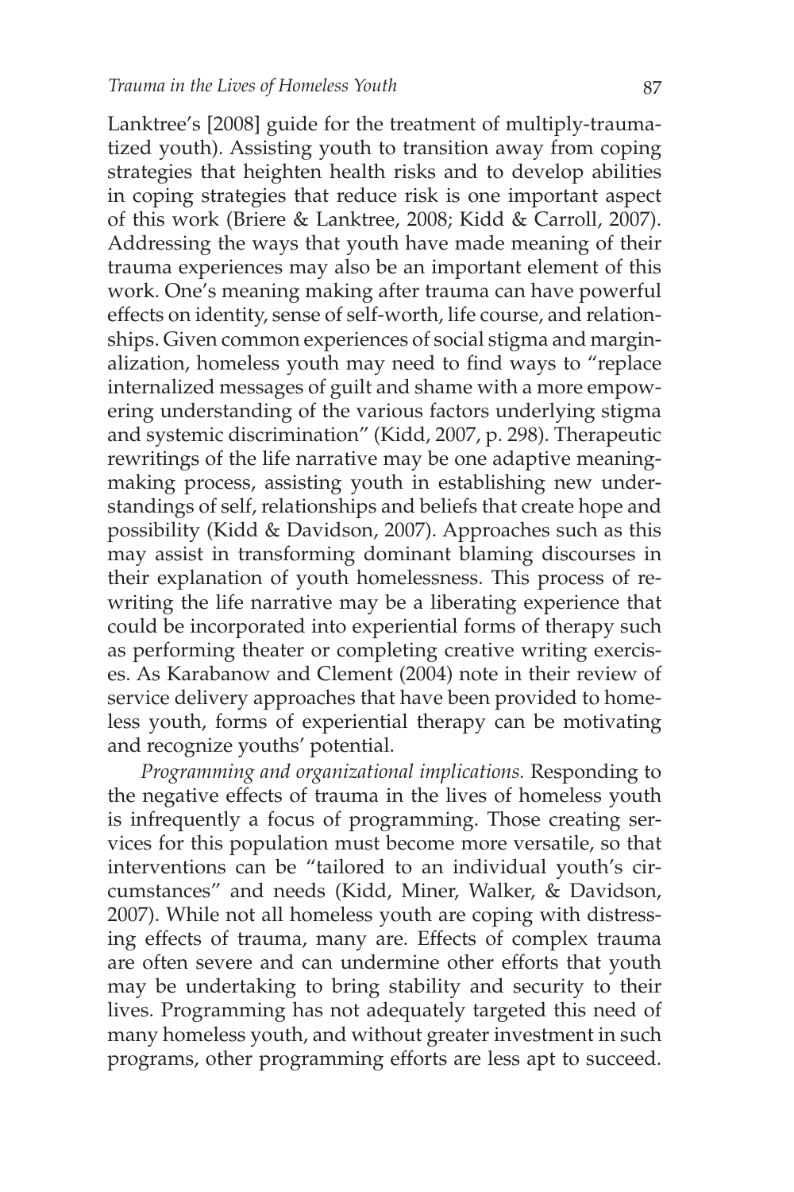Lanktree's [2008] guide for the treatment of multiply-traumatized youth). Assisting youth to transition away from coping strategies that heighten health risks and to develop abilities in coping strategies that reduce risk is one important aspect of this work (Briere & Lanktree, 2008; Kidd & Carroll, 2007). Addressing the ways that youth have made meaning of their trauma experiences may also be an important element of this work. One's meaning making after trauma can have powerful effects on identity, sense of self-worth, life course, and relationships. Given common experiences of social stigma and marginalization, homeless youth may need to find ways to "replace internalized messages of guilt and shame with a more empowering understanding of the various factors underlying stigma and systemic discrimination" (Kidd, 2007, p. 298). Therapeutic rewritings of the life narrative may be one adaptive meaning-making process, assisting youth in establishing new understandings of self, relationships and beliefs that create hope and possibility (Kidd & Davidson, 2007). Approaches such as this may assist in transforming dominant blaming discourses in their explanation of youth homelessness. This process of rewriting the life narrative may be a liberating experience that could be incorporated into experiential forms of therapy such as performing theater or completing creative writing exercises. As Karabanow and Clement (2004) note in their review of service delivery approaches that have been provided to homeless youth, forms of experiential therapy can be motivating and recognize youths' potential.

*Programming and organizational implications.* Responding to the negative effects of trauma in the lives of homeless youth is infrequently a focus of programming. Those creating services for this population must become more versatile, so that interventions can be "tailored to an individual youth's circumstances" and needs (Kidd, Miner, Walker, & Davidson, 2007). While not all homeless youth are coping with distressing effects of trauma, many are. Effects of complex trauma are often severe and can undermine other efforts that youth may be undertaking to bring stability and security to their lives. Programming has not adequately targeted this need of many homeless youth, and without greater investment in such programs, other programming efforts are less apt to succeed.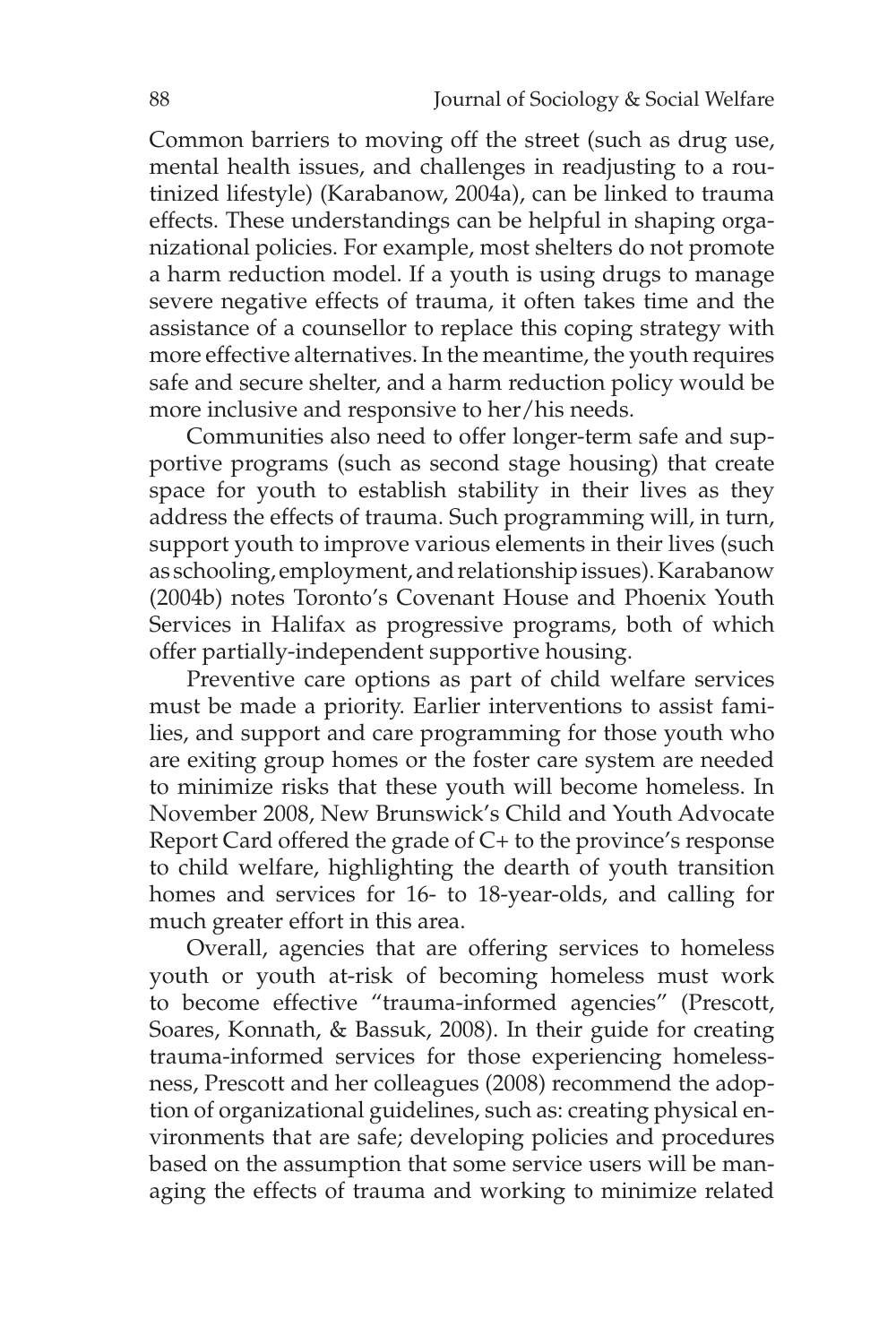Common barriers to moving off the street (such as drug use, mental health issues, and challenges in readjusting to a routinized lifestyle) (Karabanow, 2004a), can be linked to trauma effects. These understandings can be helpful in shaping organizational policies. For example, most shelters do not promote a harm reduction model. If a youth is using drugs to manage severe negative effects of trauma, it often takes time and the assistance of a counsellor to replace this coping strategy with more effective alternatives. In the meantime, the youth requires safe and secure shelter, and a harm reduction policy would be more inclusive and responsive to her/his needs.

Communities also need to offer longer-term safe and supportive programs (such as second stage housing) that create space for youth to establish stability in their lives as they address the effects of trauma. Such programming will, in turn, support youth to improve various elements in their lives (such as schooling, employment, and relationship issues). Karabanow (2004b) notes Toronto's Covenant House and Phoenix Youth Services in Halifax as progressive programs, both of which offer partially-independent supportive housing.

Preventive care options as part of child welfare services must be made a priority. Earlier interventions to assist families, and support and care programming for those youth who are exiting group homes or the foster care system are needed to minimize risks that these youth will become homeless. In November 2008, New Brunswick's Child and Youth Advocate Report Card offered the grade of C+ to the province's response to child welfare, highlighting the dearth of youth transition homes and services for 16- to 18-year-olds, and calling for much greater effort in this area.

Overall, agencies that are offering services to homeless youth or youth at-risk of becoming homeless must work to become effective "trauma-informed agencies" (Prescott, Soares, Konnath, & Bassuk, 2008). In their guide for creating trauma-informed services for those experiencing homelessness, Prescott and her colleagues (2008) recommend the adoption of organizational guidelines, such as: creating physical environments that are safe; developing policies and procedures based on the assumption that some service users will be managing the effects of trauma and working to minimize related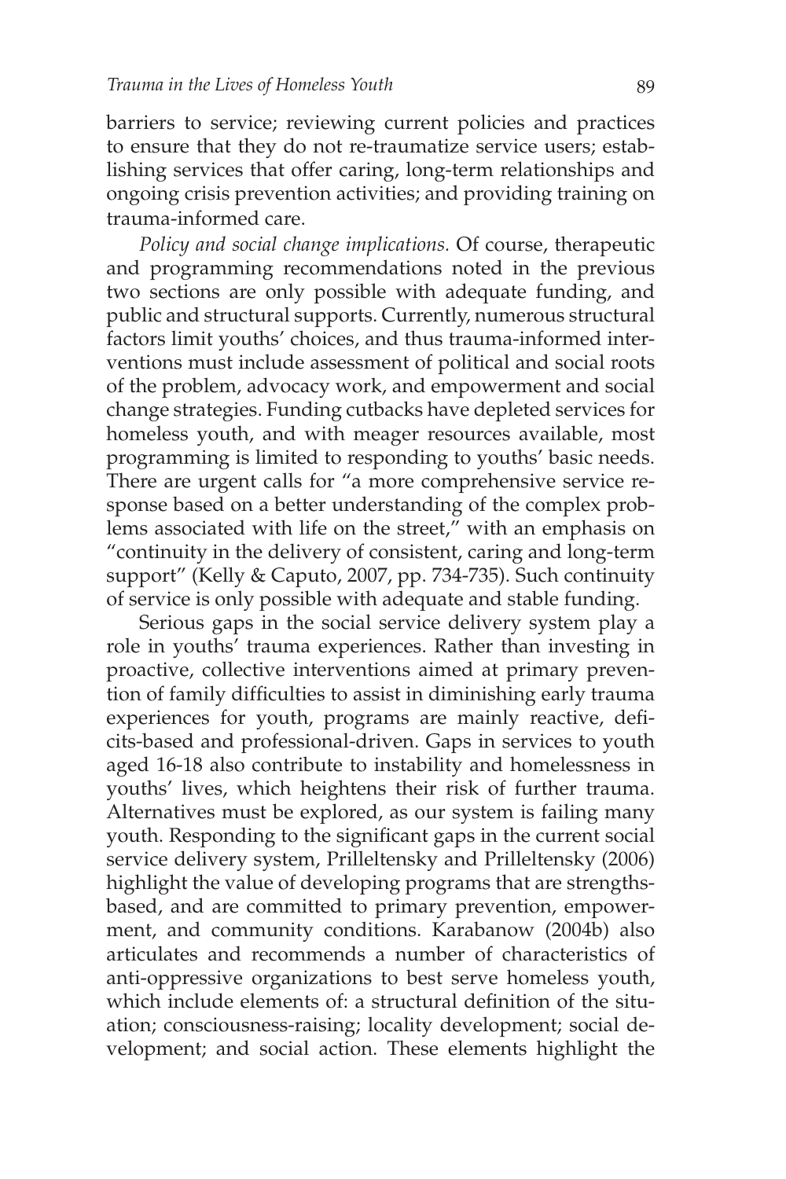barriers to service; reviewing current policies and practices to ensure that they do not re-traumatize service users; establishing services that offer caring, long-term relationships and ongoing crisis prevention activities; and providing training on trauma-informed care.

*Policy and social change implications.* Of course, therapeutic and programming recommendations noted in the previous two sections are only possible with adequate funding, and public and structural supports. Currently, numerous structural factors limit youths' choices, and thus trauma-informed interventions must include assessment of political and social roots of the problem, advocacy work, and empowerment and social change strategies. Funding cutbacks have depleted services for homeless youth, and with meager resources available, most programming is limited to responding to youths' basic needs. There are urgent calls for "a more comprehensive service response based on a better understanding of the complex problems associated with life on the street," with an emphasis on "continuity in the delivery of consistent, caring and long-term support" (Kelly & Caputo, 2007, pp. 734-735). Such continuity of service is only possible with adequate and stable funding.

Serious gaps in the social service delivery system play a role in youths' trauma experiences. Rather than investing in proactive, collective interventions aimed at primary prevention of family difficulties to assist in diminishing early trauma experiences for youth, programs are mainly reactive, deficits-based and professional-driven. Gaps in services to youth aged 16-18 also contribute to instability and homelessness in youths' lives, which heightens their risk of further trauma. Alternatives must be explored, as our system is failing many youth. Responding to the significant gaps in the current social service delivery system, Prilleltensky and Prilleltensky (2006) highlight the value of developing programs that are strengths-based, and are committed to primary prevention, empowerment, and community conditions. Karabanow (2004b) also articulates and recommends a number of characteristics of anti-oppressive organizations to best serve homeless youth, which include elements of: a structural definition of the situation; consciousness-raising; locality development; social development; and social action. These elements highlight the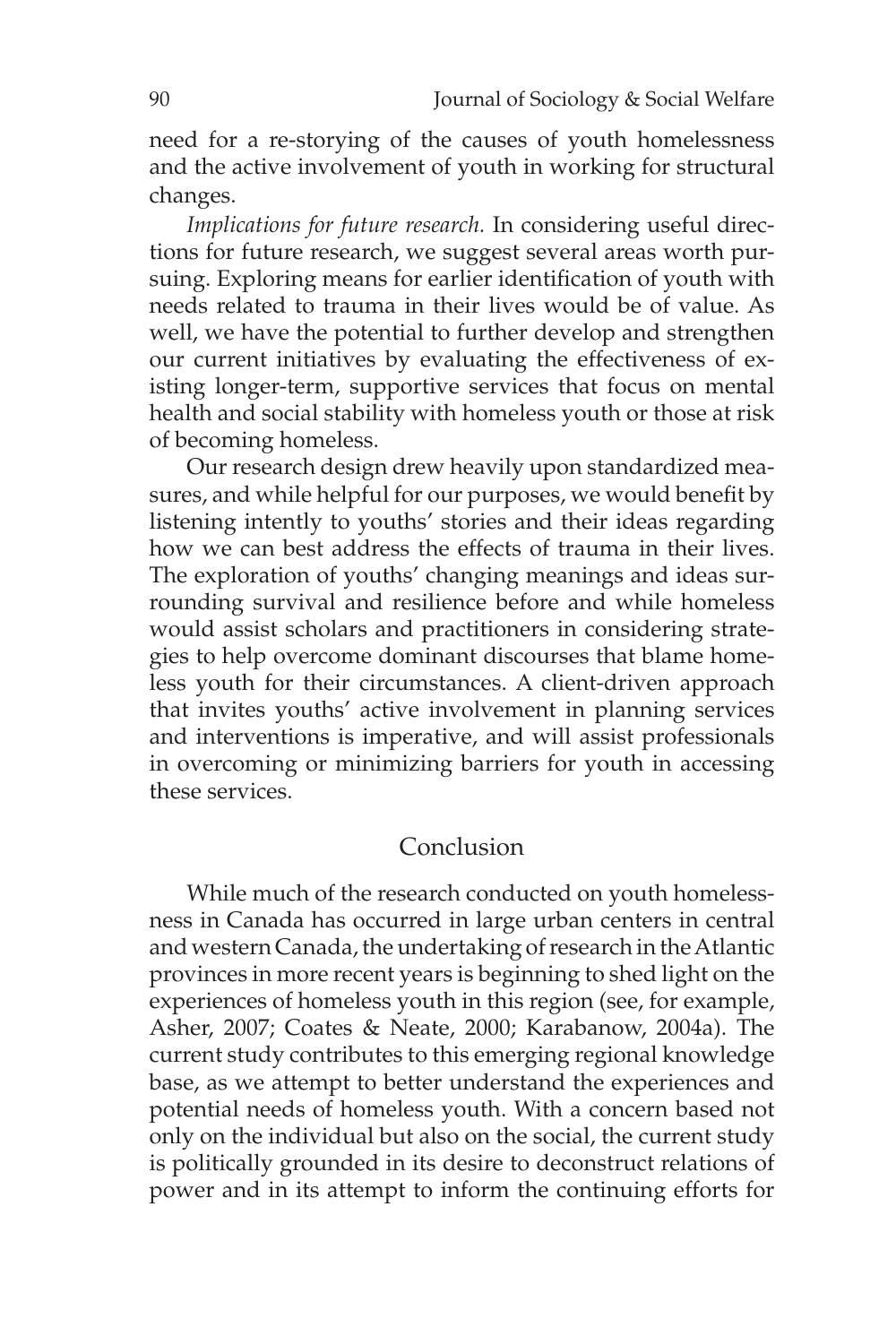need for a re-storying of the causes of youth homelessness and the active involvement of youth in working for structural changes.

*Implications for future research.* In considering useful directions for future research, we suggest several areas worth pursuing. Exploring means for earlier identification of youth with needs related to trauma in their lives would be of value. As well, we have the potential to further develop and strengthen our current initiatives by evaluating the effectiveness of existing longer-term, supportive services that focus on mental health and social stability with homeless youth or those at risk of becoming homeless.

Our research design drew heavily upon standardized measures, and while helpful for our purposes, we would benefit by listening intently to youths' stories and their ideas regarding how we can best address the effects of trauma in their lives. The exploration of youths' changing meanings and ideas surrounding survival and resilience before and while homeless would assist scholars and practitioners in considering strategies to help overcome dominant discourses that blame homeless youth for their circumstances. A client-driven approach that invites youths' active involvement in planning services and interventions is imperative, and will assist professionals in overcoming or minimizing barriers for youth in accessing these services.

## Conclusion

While much of the research conducted on youth homelessness in Canada has occurred in large urban centers in central and western Canada, the undertaking of research in the Atlantic provinces in more recent years is beginning to shed light on the experiences of homeless youth in this region (see, for example, Asher, 2007; Coates & Neate, 2000; Karabanow, 2004a). The current study contributes to this emerging regional knowledge base, as we attempt to better understand the experiences and potential needs of homeless youth. With a concern based not only on the individual but also on the social, the current study is politically grounded in its desire to deconstruct relations of power and in its attempt to inform the continuing efforts for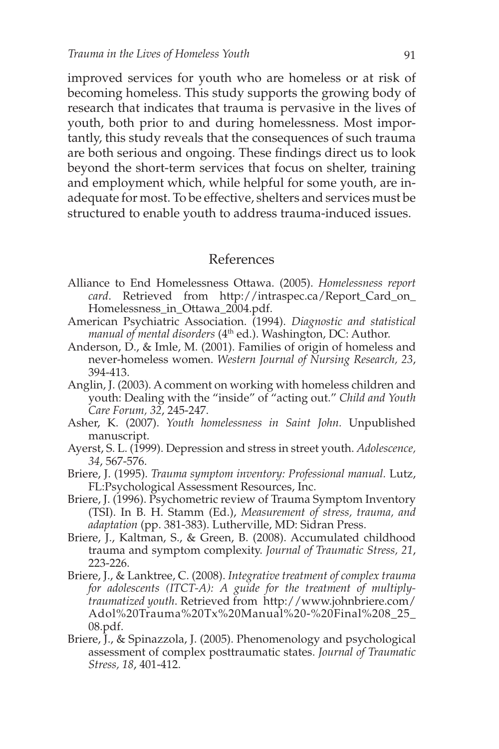improved services for youth who are homeless or at risk of becoming homeless. This study supports the growing body of research that indicates that trauma is pervasive in the lives of youth, both prior to and during homelessness. Most importantly, this study reveals that the consequences of such trauma are both serious and ongoing. These findings direct us to look beyond the short-term services that focus on shelter, training and employment which, while helpful for some youth, are inadequate for most. To be effective, shelters and services must be structured to enable youth to address trauma-induced issues.

## References

Alliance to End Homelessness Ottawa. (2005). *Homelessness report card*. Retrieved from http://intraspec.ca/Report_Card_on_Homelessness_in_Ottawa_2004.pdf.

American Psychiatric Association. (1994). *Diagnostic and statistical manual of mental disorders* (4th ed.). Washington, DC: Author.

Anderson, D., & Imle, M. (2001). Families of origin of homeless and never-homeless women. *Western Journal of Nursing Research, 23*, 394-413.

Anglin, J. (2003). A comment on working with homeless children and youth: Dealing with the "inside" of "acting out." *Child and Youth Care Forum, 32*, 245-247.

Asher, K. (2007). *Youth homelessness in Saint John.* Unpublished manuscript.

Ayerst, S. L. (1999). Depression and stress in street youth. *Adolescence, 34*, 567-576.

Briere, J. (1995). *Trauma symptom inventory: Professional manual.* Lutz, FL:Psychological Assessment Resources, Inc.

Briere, J. (1996). Psychometric review of Trauma Symptom Inventory (TSI). In B. H. Stamm (Ed.), *Measurement of stress, trauma, and adaptation* (pp. 381-383). Lutherville, MD: Sidran Press.

Briere, J., Kaltman, S., & Green, B. (2008). Accumulated childhood trauma and symptom complexity. *Journal of Traumatic Stress, 21*, 223-226.

Briere, J., & Lanktree, C. (2008). *Integrative treatment of complex trauma for adolescents (ITCT-A): A guide for the treatment of multiply-traumatized youth*. Retrieved from http://www.johnbriere.com/Adol%20Trauma%20Tx%20Manual%20-%20Final%208_25_08.pdf.

Briere, J., & Spinazzola, J. (2005). Phenomenology and psychological assessment of complex posttraumatic states. *Journal of Traumatic Stress, 18*, 401-412.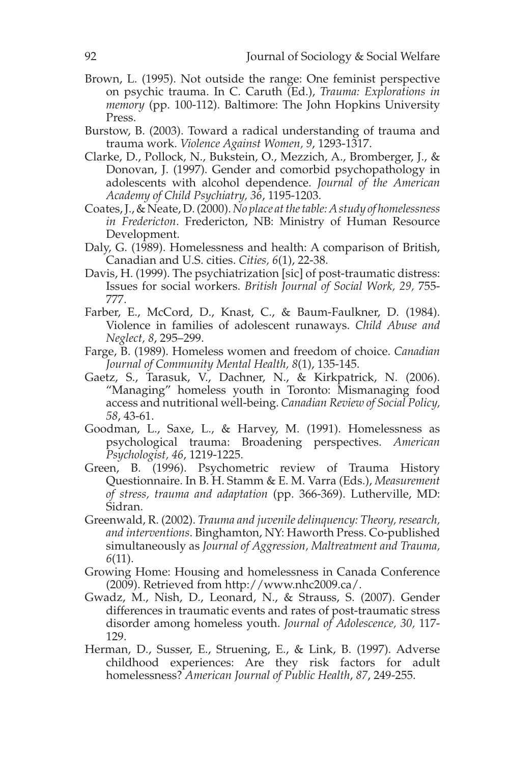Brown, L. (1995). Not outside the range: One feminist perspective on psychic trauma. In C. Caruth (Ed.), *Trauma: Explorations in memory* (pp. 100-112). Baltimore: The John Hopkins University Press.

Burstow, B. (2003). Toward a radical understanding of trauma and trauma work. *Violence Against Women, 9*, 1293-1317.

Clarke, D., Pollock, N., Bukstein, O., Mezzich, A., Bromberger, J., & Donovan, J. (1997). Gender and comorbid psychopathology in adolescents with alcohol dependence. *Journal of the American Academy of Child Psychiatry, 36*, 1195-1203.

Coates, J., & Neate, D. (2000). *No place at the table: A study of homelessness in Fredericton*. Fredericton, NB: Ministry of Human Resource Development.

Daly, G. (1989). Homelessness and health: A comparison of British, Canadian and U.S. cities. *Cities, 6*(1), 22-38.

Davis, H. (1999). The psychiatrization [sic] of post-traumatic distress: Issues for social workers. *British Journal of Social Work, 29*, 755-777.

Farber, E., McCord, D., Knast, C., & Baum-Faulkner, D. (1984). Violence in families of adolescent runaways. *Child Abuse and Neglect, 8*, 295–299.

Farge, B. (1989). Homeless women and freedom of choice. *Canadian Journal of Community Mental Health, 8*(1), 135-145.

Gaetz, S., Tarasuk, V., Dachner, N., & Kirkpatrick, N. (2006). "Managing" homeless youth in Toronto: Mismanaging food access and nutritional well-being. *Canadian Review of Social Policy, 58*, 43-61.

Goodman, L., Saxe, L., & Harvey, M. (1991). Homelessness as psychological trauma: Broadening perspectives. *American Psychologist, 46*, 1219-1225.

Green, B. (1996). Psychometric review of Trauma History Questionnaire. In B. H. Stamm & E. M. Varra (Eds.), *Measurement of stress, trauma and adaptation* (pp. 366-369). Lutherville, MD: Sidran.

Greenwald, R. (2002). *Trauma and juvenile delinquency: Theory, research, and interventions*. Binghamton, NY: Haworth Press. Co-published simultaneously as *Journal of Aggression, Maltreatment and Trauma, 6*(11).

Growing Home: Housing and homelessness in Canada Conference (2009). Retrieved from http://www.nhc2009.ca/.

Gwadz, M., Nish, D., Leonard, N., & Strauss, S. (2007). Gender differences in traumatic events and rates of post-traumatic stress disorder among homeless youth. *Journal of Adolescence, 30*, 117-129.

Herman, D., Susser, E., Struening, E., & Link, B. (1997). Adverse childhood experiences: Are they risk factors for adult homelessness? *American Journal of Public Health*, *87*, 249-255.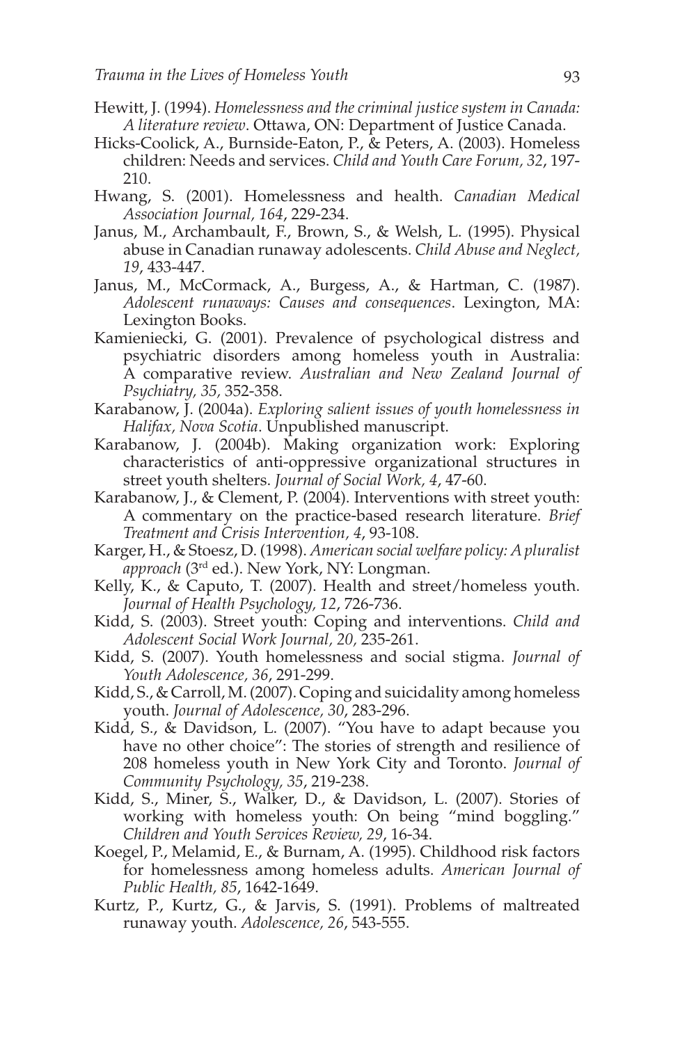Hewitt, J. (1994). *Homelessness and the criminal justice system in Canada: A literature review*. Ottawa, ON: Department of Justice Canada.

Hicks-Coolick, A., Burnside-Eaton, P., & Peters, A. (2003). Homeless children: Needs and services. *Child and Youth Care Forum, 32*, 197-210.

Hwang, S. (2001). Homelessness and health. *Canadian Medical Association Journal, 164*, 229-234.

Janus, M., Archambault, F., Brown, S., & Welsh, L. (1995). Physical abuse in Canadian runaway adolescents. *Child Abuse and Neglect, 19*, 433-447.

Janus, M., McCormack, A., Burgess, A., & Hartman, C. (1987). *Adolescent runaways: Causes and consequences*. Lexington, MA: Lexington Books.

Kamieniecki, G. (2001). Prevalence of psychological distress and psychiatric disorders among homeless youth in Australia: A comparative review. *Australian and New Zealand Journal of Psychiatry, 35,* 352-358.

Karabanow, J. (2004a). *Exploring salient issues of youth homelessness in Halifax, Nova Scotia*. Unpublished manuscript.

Karabanow, J. (2004b). Making organization work: Exploring characteristics of anti-oppressive organizational structures in street youth shelters. *Journal of Social Work, 4*, 47-60.

Karabanow, J., & Clement, P. (2004). Interventions with street youth: A commentary on the practice-based research literature. *Brief Treatment and Crisis Intervention, 4*, 93-108.

Karger, H., & Stoesz, D. (1998). *American social welfare policy: A pluralist approach* (3rd ed.). New York, NY: Longman.

Kelly, K., & Caputo, T. (2007). Health and street/homeless youth. *Journal of Health Psychology, 12*, 726-736.

Kidd, S. (2003). Street youth: Coping and interventions. *Child and Adolescent Social Work Journal, 20,* 235-261.

Kidd, S. (2007). Youth homelessness and social stigma. *Journal of Youth Adolescence, 36*, 291-299.

Kidd, S., & Carroll, M. (2007). Coping and suicidality among homeless youth. *Journal of Adolescence, 30*, 283-296.

Kidd, S., & Davidson, L. (2007). "You have to adapt because you have no other choice": The stories of strength and resilience of 208 homeless youth in New York City and Toronto. *Journal of Community Psychology, 35*, 219-238.

Kidd, S., Miner, S., Walker, D., & Davidson, L. (2007). Stories of working with homeless youth: On being "mind boggling." *Children and Youth Services Review, 29*, 16-34.

Koegel, P., Melamid, E., & Burnam, A. (1995). Childhood risk factors for homelessness among homeless adults. *American Journal of Public Health, 85*, 1642-1649.

Kurtz, P., Kurtz, G., & Jarvis, S. (1991). Problems of maltreated runaway youth. *Adolescence, 26*, 543-555.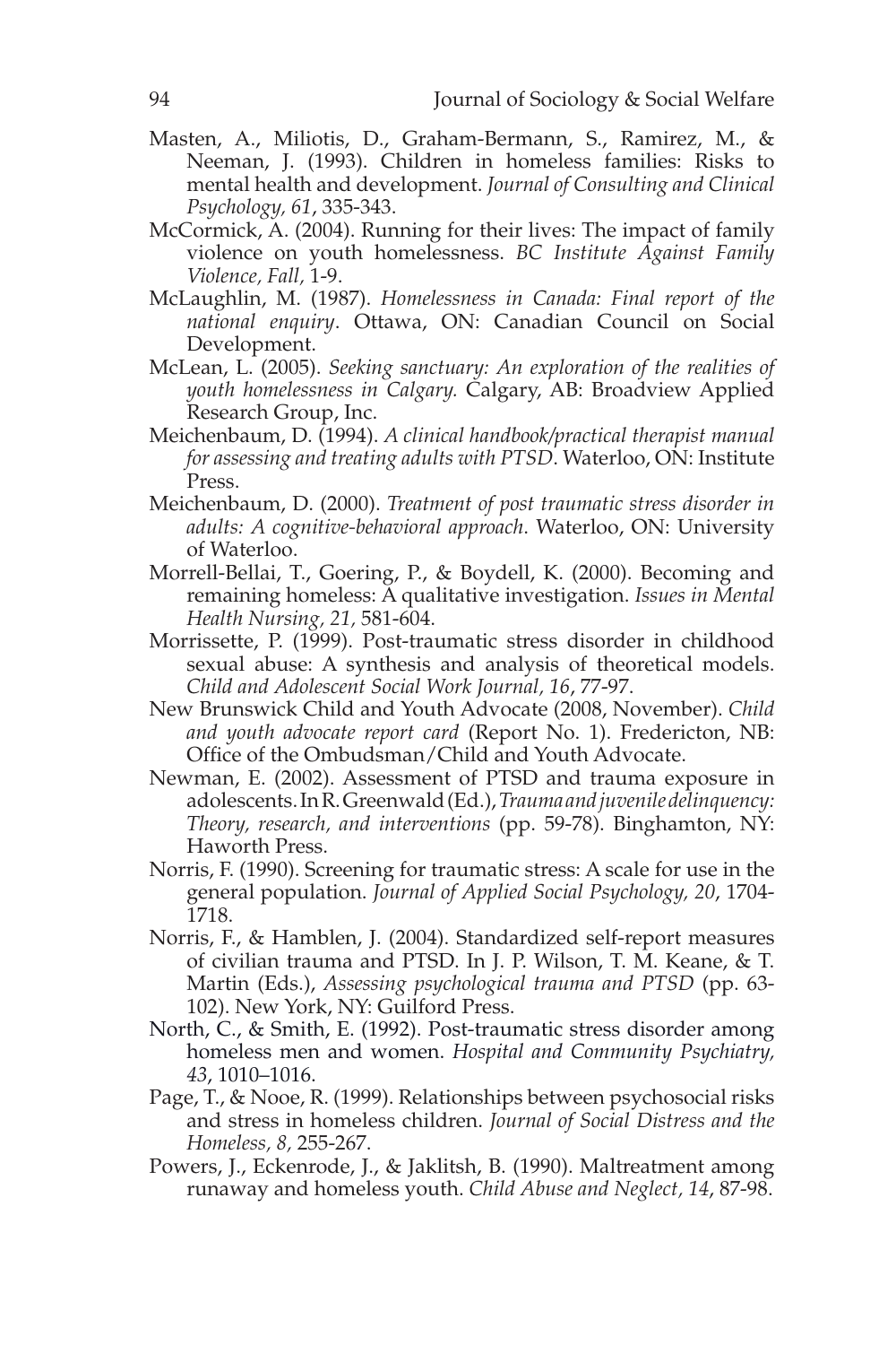Masten, A., Miliotis, D., Graham-Bermann, S., Ramirez, M., & Neeman, J. (1993). Children in homeless families: Risks to mental health and development. *Journal of Consulting and Clinical Psychology, 61*, 335-343.

McCormick, A. (2004). Running for their lives: The impact of family violence on youth homelessness. *BC Institute Against Family Violence, Fall,* 1-9.

McLaughlin, M. (1987). *Homelessness in Canada: Final report of the national enquiry*. Ottawa, ON: Canadian Council on Social Development.

McLean, L. (2005). *Seeking sanctuary: An exploration of the realities of youth homelessness in Calgary.* Calgary, AB: Broadview Applied Research Group, Inc.

Meichenbaum, D. (1994). *A clinical handbook/practical therapist manual for assessing and treating adults with PTSD*. Waterloo, ON: Institute Press.

Meichenbaum, D. (2000). *Treatment of post traumatic stress disorder in adults: A cognitive-behavioral approach*. Waterloo, ON: University of Waterloo.

Morrell-Bellai, T., Goering, P., & Boydell, K. (2000). Becoming and remaining homeless: A qualitative investigation. *Issues in Mental Health Nursing, 21,* 581-604.

Morrissette, P. (1999). Post-traumatic stress disorder in childhood sexual abuse: A synthesis and analysis of theoretical models. *Child and Adolescent Social Work Journal, 16*, 77-97.

New Brunswick Child and Youth Advocate (2008, November). *Child and youth advocate report card* (Report No. 1). Fredericton, NB: Office of the Ombudsman/Child and Youth Advocate.

Newman, E. (2002). Assessment of PTSD and trauma exposure in adolescents. In R. Greenwald (Ed.), *Trauma and juvenile delinquency: Theory, research, and interventions* (pp. 59-78). Binghamton, NY: Haworth Press.

Norris, F. (1990). Screening for traumatic stress: A scale for use in the general population. *Journal of Applied Social Psychology, 20*, 1704-1718.

Norris, F., & Hamblen, J. (2004). Standardized self-report measures of civilian trauma and PTSD. In J. P. Wilson, T. M. Keane, & T. Martin (Eds.), *Assessing psychological trauma and PTSD* (pp. 63-102). New York, NY: Guilford Press.

North, C., & Smith, E. (1992). Post-traumatic stress disorder among homeless men and women. *Hospital and Community Psychiatry, 43*, 1010–1016.

Page, T., & Nooe, R. (1999). Relationships between psychosocial risks and stress in homeless children. *Journal of Social Distress and the Homeless, 8,* 255-267.

Powers, J., Eckenrode, J., & Jaklitsh, B. (1990). Maltreatment among runaway and homeless youth. *Child Abuse and Neglect, 14*, 87-98.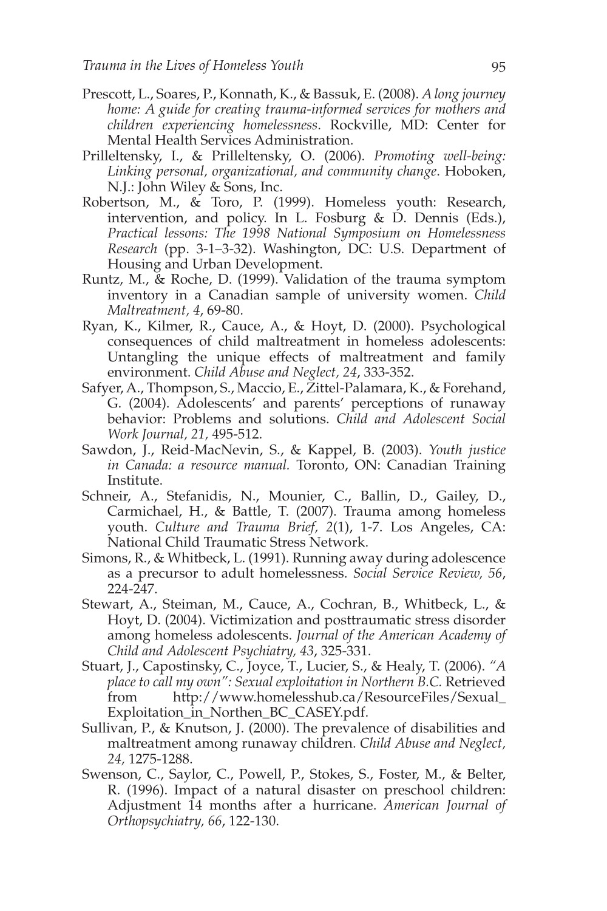Prescott, L., Soares, P., Konnath, K., & Bassuk, E. (2008). *A long journey home: A guide for creating trauma-informed services for mothers and children experiencing homelessness*. Rockville, MD: Center for Mental Health Services Administration.

Prilleltensky, I., & Prilleltensky, O. (2006). *Promoting well-being: Linking personal, organizational, and community change*. Hoboken, N.J.: John Wiley & Sons, Inc.

Robertson, M., & Toro, P. (1999). Homeless youth: Research, intervention, and policy. In L. Fosburg & D. Dennis (Eds.), *Practical lessons: The 1998 National Symposium on Homelessness Research* (pp. 3-1–3-32). Washington, DC: U.S. Department of Housing and Urban Development.

Runtz, M., & Roche, D. (1999). Validation of the trauma symptom inventory in a Canadian sample of university women. *Child Maltreatment*, *4*, 69-80.

Ryan, K., Kilmer, R., Cauce, A., & Hoyt, D. (2000). Psychological consequences of child maltreatment in homeless adolescents: Untangling the unique effects of maltreatment and family environment. *Child Abuse and Neglect, 24*, 333-352.

Safyer, A., Thompson, S., Maccio, E., Zittel-Palamara, K., & Forehand, G. (2004). Adolescents' and parents' perceptions of runaway behavior: Problems and solutions. *Child and Adolescent Social Work Journal, 21,* 495-512.

Sawdon, J., Reid-MacNevin, S., & Kappel, B. (2003). *Youth justice in Canada: a resource manual.* Toronto, ON: Canadian Training Institute.

Schneir, A., Stefanidis, N., Mounier, C., Ballin, D., Gailey, D., Carmichael, H., & Battle, T. (2007). Trauma among homeless youth. *Culture and Trauma Brief, 2*(1), 1-7. Los Angeles, CA: National Child Traumatic Stress Network.

Simons, R., & Whitbeck, L. (1991). Running away during adolescence as a precursor to adult homelessness. *Social Service Review, 56*, 224-247.

Stewart, A., Steiman, M., Cauce, A., Cochran, B., Whitbeck, L., & Hoyt, D. (2004). Victimization and posttraumatic stress disorder among homeless adolescents. *Journal of the American Academy of Child and Adolescent Psychiatry, 43*, 325-331.

Stuart, J., Capostinsky, C., Joyce, T., Lucier, S., & Healy, T. (2006). *"A place to call my own": Sexual exploitation in Northern B.C.* Retrieved from http://www.homelesshub.ca/ResourceFiles/Sexual_Exploitation_in_Northen_BC_CASEY.pdf.

Sullivan, P., & Knutson, J. (2000). The prevalence of disabilities and maltreatment among runaway children. *Child Abuse and Neglect, 24,* 1275-1288.

Swenson, C., Saylor, C., Powell, P., Stokes, S., Foster, M., & Belter, R. (1996). Impact of a natural disaster on preschool children: Adjustment 14 months after a hurricane. *American Journal of Orthopsychiatry, 66*, 122-130.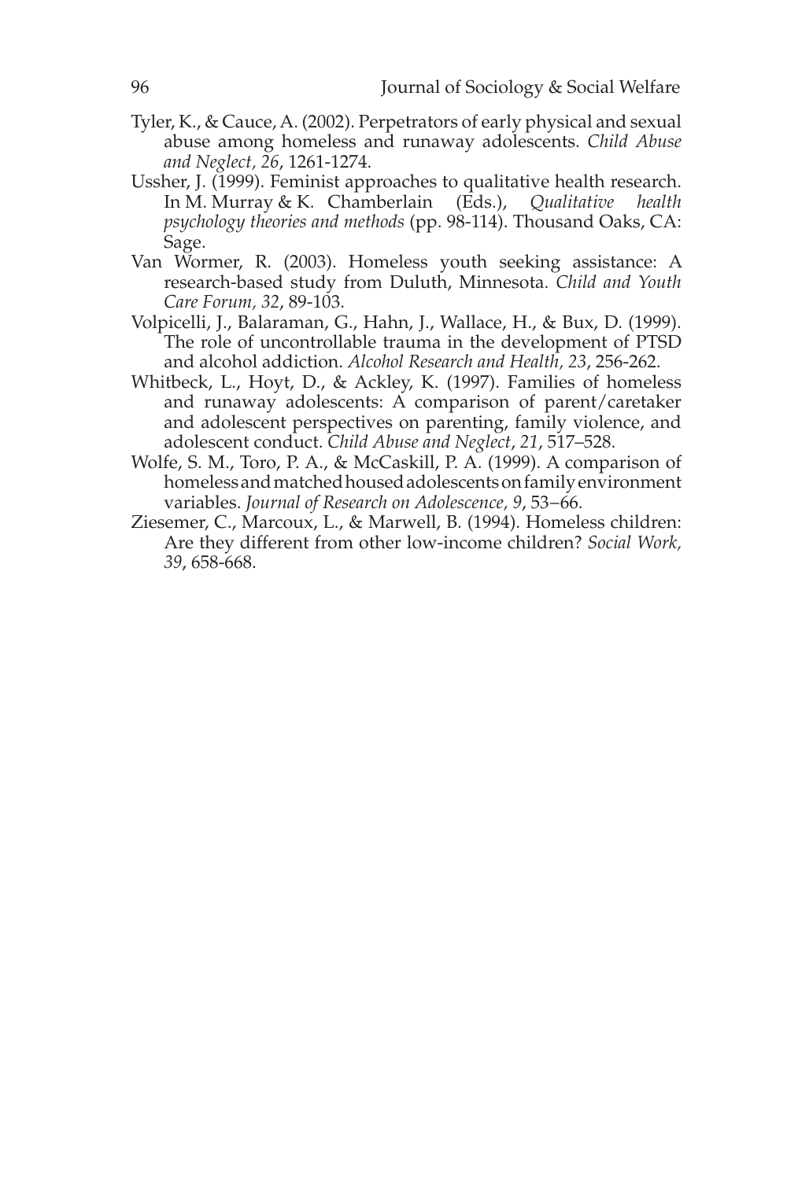Tyler, K., & Cauce, A. (2002). Perpetrators of early physical and sexual abuse among homeless and runaway adolescents. *Child Abuse and Neglect, 26*, 1261-1274.

Ussher, J. (1999). Feminist approaches to qualitative health research. In M. Murray & K. Chamberlain (Eds.), *Qualitative health psychology theories and methods* (pp. 98-114). Thousand Oaks, CA: Sage.

Van Wormer, R. (2003). Homeless youth seeking assistance: A research-based study from Duluth, Minnesota. *Child and Youth Care Forum, 32*, 89-103.

Volpicelli, J., Balaraman, G., Hahn, J., Wallace, H., & Bux, D. (1999). The role of uncontrollable trauma in the development of PTSD and alcohol addiction. *Alcohol Research and Health, 23*, 256-262.

Whitbeck, L., Hoyt, D., & Ackley, K. (1997). Families of homeless and runaway adolescents: A comparison of parent/caretaker and adolescent perspectives on parenting, family violence, and adolescent conduct. *Child Abuse and Neglect, 21*, 517–528.

Wolfe, S. M., Toro, P. A., & McCaskill, P. A. (1999). A comparison of homeless and matched housed adolescents on family environment variables. *Journal of Research on Adolescence, 9*, 53–66.

Ziesemer, C., Marcoux, L., & Marwell, B. (1994). Homeless children: Are they different from other low-income children? *Social Work, 39*, 658-668.